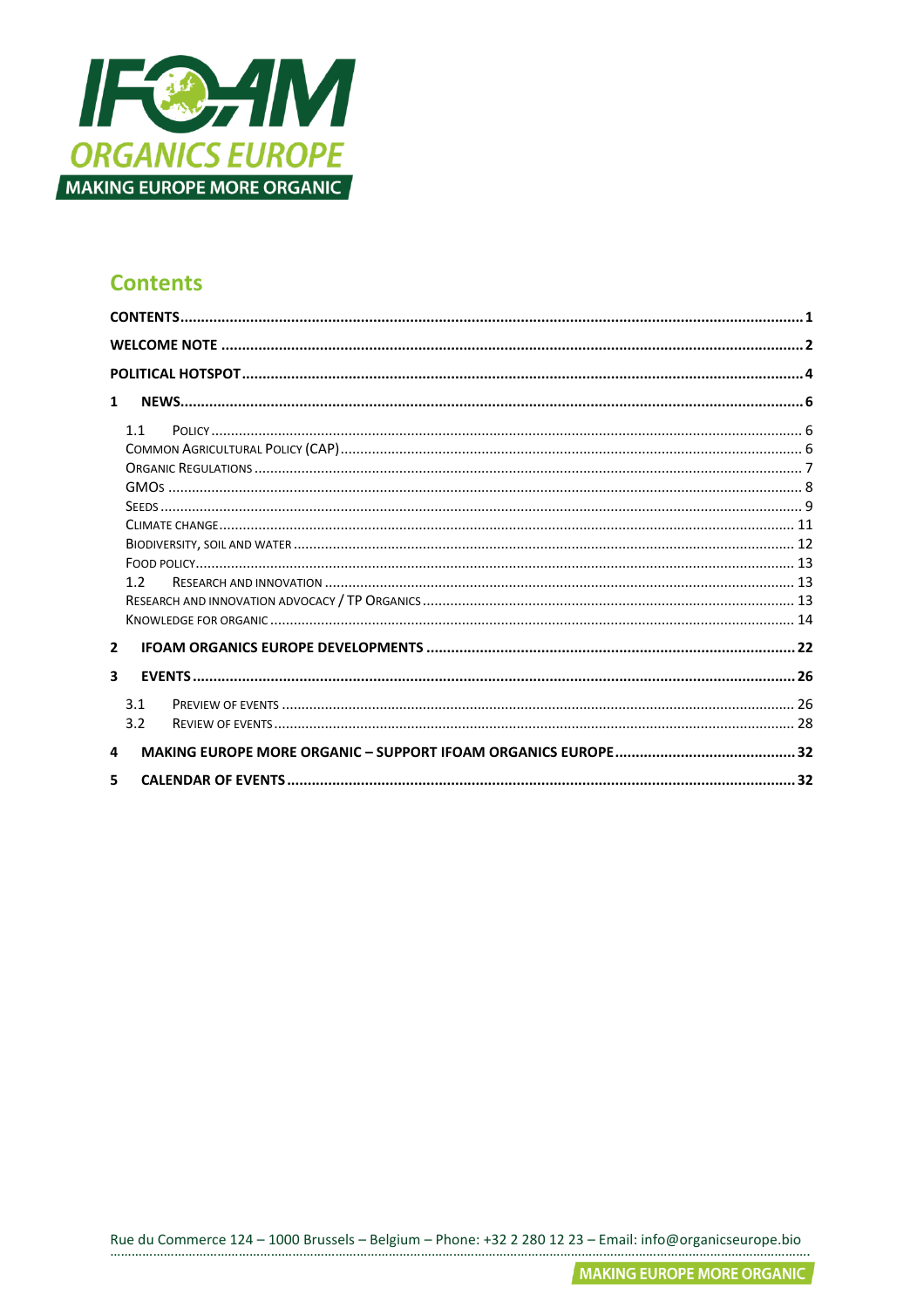## Contents

CONTENTS ..... 1
WELCOME NOTE ..... 2
POLITICAL HOTSPOT ..... 4
1 NEWS ..... 6
- 1.1 Policy ..... 6
  - Common Agricultural Policy (CAP) ..... 6
  - Organic Regulations ..... 7
  - GMOs ..... 8
  - Seeds ..... 9
  - Climate change ..... 11
  - Biodiversity, soil and water ..... 12
  - Food policy ..... 13
- 1.2 Research and innovation ..... 13
  - Research and innovation advocacy / TP Organics ..... 13
  - Knowledge for organic ..... 14

2 IFOAM ORGANICS EUROPE DEVELOPMENTS ..... 22
3 EVENTS ..... 26
- 3.1 Preview of events ..... 26
- 3.2 Review of events ..... 28

4 MAKING EUROPE MORE ORGANIC – SUPPORT IFOAM ORGANICS EUROPE ..... 32
5 CALENDAR OF EVENTS ..... 32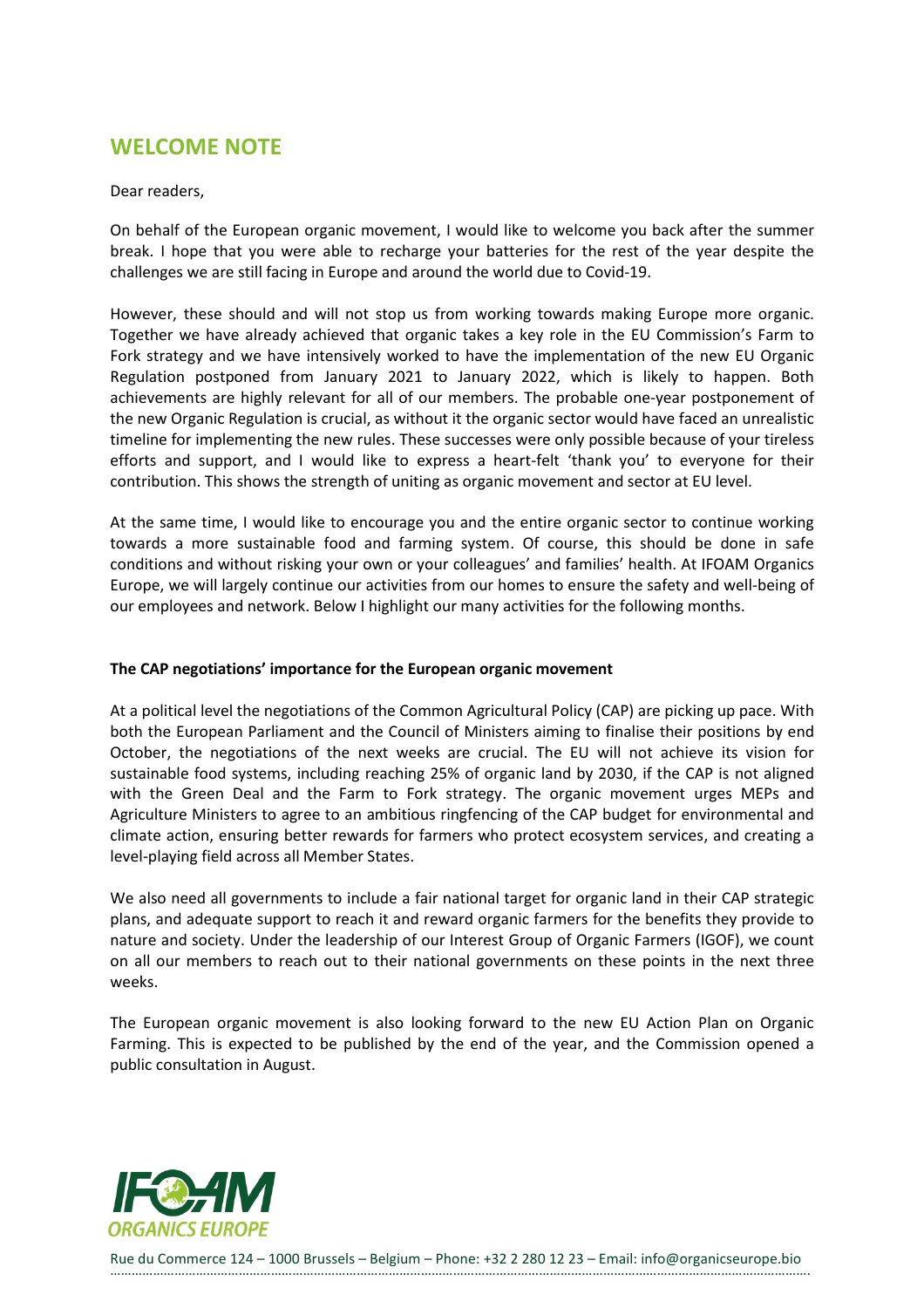## WELCOME NOTE

Dear readers,

On behalf of the European organic movement, I would like to welcome you back after the summer break. I hope that you were able to recharge your batteries for the rest of the year despite the challenges we are still facing in Europe and around the world due to Covid-19.

However, these should and will not stop us from working towards making Europe more organic. Together we have already achieved that organic takes a key role in the EU Commission's Farm to Fork strategy and we have intensively worked to have the implementation of the new EU Organic Regulation postponed from January 2021 to January 2022, which is likely to happen. Both achievements are highly relevant for all of our members. The probable one-year postponement of the new Organic Regulation is crucial, as without it the organic sector would have faced an unrealistic timeline for implementing the new rules. These successes were only possible because of your tireless efforts and support, and I would like to express a heart-felt 'thank you' to everyone for their contribution. This shows the strength of uniting as organic movement and sector at EU level.

At the same time, I would like to encourage you and the entire organic sector to continue working towards a more sustainable food and farming system. Of course, this should be done in safe conditions and without risking your own or your colleagues' and families' health. At IFOAM Organics Europe, we will largely continue our activities from our homes to ensure the safety and well-being of our employees and network. Below I highlight our many activities for the following months.

**The CAP negotiations' importance for the European organic movement**

At a political level the negotiations of the Common Agricultural Policy (CAP) are picking up pace. With both the European Parliament and the Council of Ministers aiming to finalise their positions by end October, the negotiations of the next weeks are crucial. The EU will not achieve its vision for sustainable food systems, including reaching 25% of organic land by 2030, if the CAP is not aligned with the Green Deal and the Farm to Fork strategy. The organic movement urges MEPs and Agriculture Ministers to agree to an ambitious ringfencing of the CAP budget for environmental and climate action, ensuring better rewards for farmers who protect ecosystem services, and creating a level-playing field across all Member States.

We also need all governments to include a fair national target for organic land in their CAP strategic plans, and adequate support to reach it and reward organic farmers for the benefits they provide to nature and society. Under the leadership of our Interest Group of Organic Farmers (IGOF), we count on all our members to reach out to their national governments on these points in the next three weeks.

The European organic movement is also looking forward to the new EU Action Plan on Organic Farming. This is expected to be published by the end of the year, and the Commission opened a public consultation in August.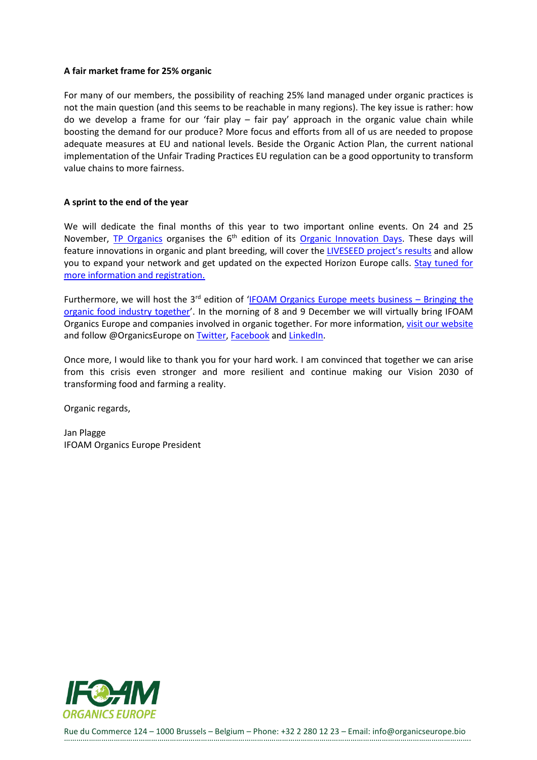**A fair market frame for 25% organic**

For many of our members, the possibility of reaching 25% land managed under organic practices is not the main question (and this seems to be reachable in many regions). The key issue is rather: how do we develop a frame for our 'fair play – fair pay' approach in the organic value chain while boosting the demand for our produce? More focus and efforts from all of us are needed to propose adequate measures at EU and national levels. Beside the Organic Action Plan, the current national implementation of the Unfair Trading Practices EU regulation can be a good opportunity to transform value chains to more fairness.

**A sprint to the end of the year**

We will dedicate the final months of this year to two important online events. On 24 and 25 November, TP Organics organises the 6th edition of its Organic Innovation Days. These days will feature innovations in organic and plant breeding, will cover the LIVESEED project's results and allow you to expand your network and get updated on the expected Horizon Europe calls. Stay tuned for more information and registration.

Furthermore, we will host the 3rd edition of 'IFOAM Organics Europe meets business – Bringing the organic food industry together'. In the morning of 8 and 9 December we will virtually bring IFOAM Organics Europe and companies involved in organic together. For more information, visit our website and follow @OrganicsEurope on Twitter, Facebook and LinkedIn.

Once more, I would like to thank you for your hard work. I am convinced that together we can arise from this crisis even stronger and more resilient and continue making our Vision 2030 of transforming food and farming a reality.

Organic regards,

Jan Plagge
IFOAM Organics Europe President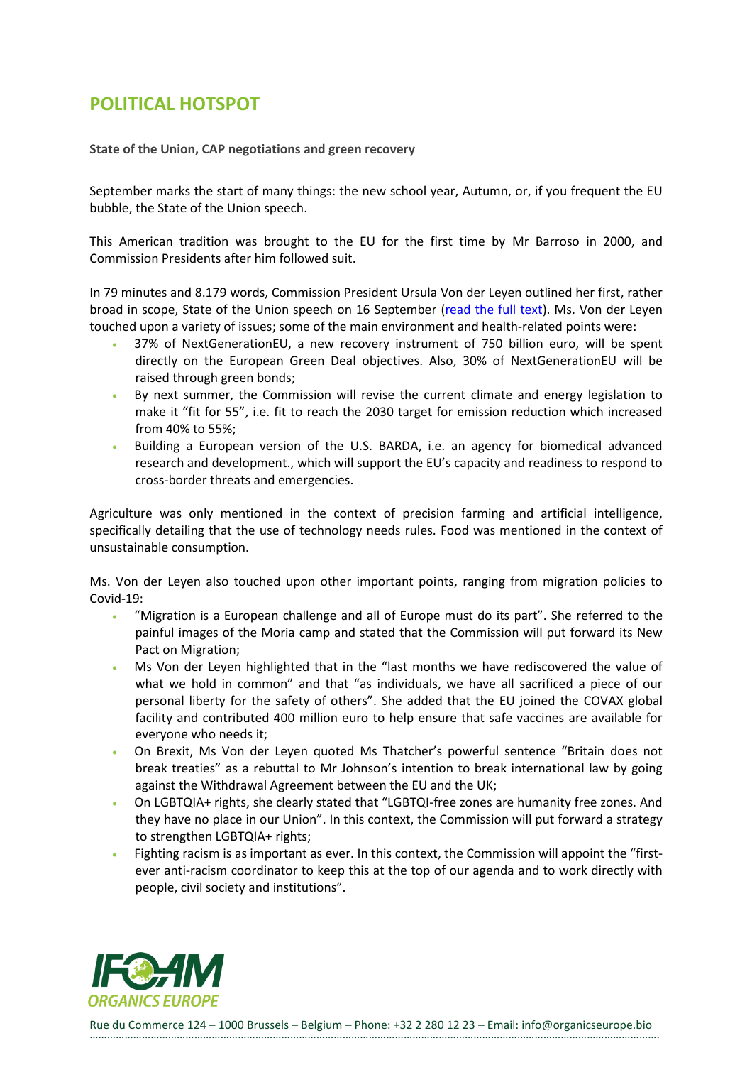## POLITICAL HOTSPOT

**State of the Union, CAP negotiations and green recovery**

September marks the start of many things: the new school year, Autumn, or, if you frequent the EU bubble, the State of the Union speech.

This American tradition was brought to the EU for the first time by Mr Barroso in 2000, and Commission Presidents after him followed suit.

In 79 minutes and 8.179 words, Commission President Ursula Von der Leyen outlined her first, rather broad in scope, State of the Union speech on 16 September (read the full text). Ms. Von der Leyen touched upon a variety of issues; some of the main environment and health-related points were:

- 37% of NextGenerationEU, a new recovery instrument of 750 billion euro, will be spent directly on the European Green Deal objectives. Also, 30% of NextGenerationEU will be raised through green bonds;
- By next summer, the Commission will revise the current climate and energy legislation to make it "fit for 55", i.e. fit to reach the 2030 target for emission reduction which increased from 40% to 55%;
- Building a European version of the U.S. BARDA, i.e. an agency for biomedical advanced research and development., which will support the EU's capacity and readiness to respond to cross-border threats and emergencies.

Agriculture was only mentioned in the context of precision farming and artificial intelligence, specifically detailing that the use of technology needs rules. Food was mentioned in the context of unsustainable consumption.

Ms. Von der Leyen also touched upon other important points, ranging from migration policies to Covid-19:

- "Migration is a European challenge and all of Europe must do its part". She referred to the painful images of the Moria camp and stated that the Commission will put forward its New Pact on Migration;
- Ms Von der Leyen highlighted that in the "last months we have rediscovered the value of what we hold in common" and that "as individuals, we have all sacrificed a piece of our personal liberty for the safety of others". She added that the EU joined the COVAX global facility and contributed 400 million euro to help ensure that safe vaccines are available for everyone who needs it;
- On Brexit, Ms Von der Leyen quoted Ms Thatcher's powerful sentence "Britain does not break treaties" as a rebuttal to Mr Johnson's intention to break international law by going against the Withdrawal Agreement between the EU and the UK;
- On LGBTQIA+ rights, she clearly stated that "LGBTQI-free zones are humanity free zones. And they have no place in our Union". In this context, the Commission will put forward a strategy to strengthen LGBTQIA+ rights;
- Fighting racism is as important as ever. In this context, the Commission will appoint the "first-ever anti-racism coordinator to keep this at the top of our agenda and to work directly with people, civil society and institutions".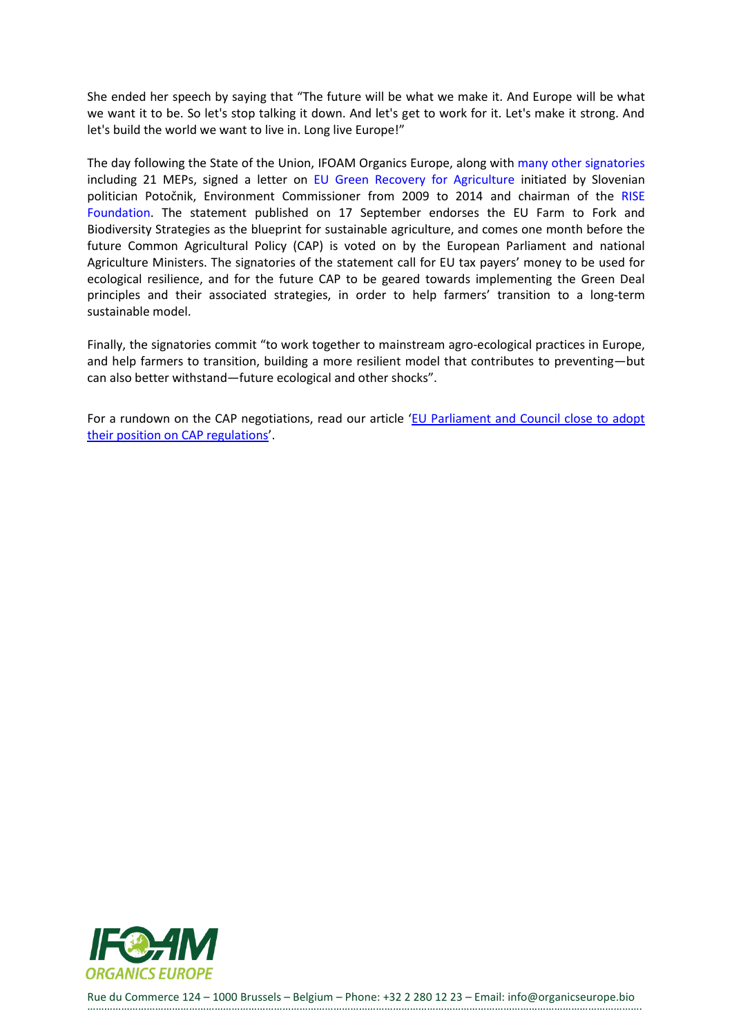She ended her speech by saying that “The future will be what we make it. And Europe will be what we want it to be. So let's stop talking it down. And let's get to work for it. Let's make it strong. And let's build the world we want to live in. Long live Europe!”

The day following the State of the Union, IFOAM Organics Europe, along with many other signatories including 21 MEPs, signed a letter on EU Green Recovery for Agriculture initiated by Slovenian politician Potočnik, Environment Commissioner from 2009 to 2014 and chairman of the RISE Foundation. The statement published on 17 September endorses the EU Farm to Fork and Biodiversity Strategies as the blueprint for sustainable agriculture, and comes one month before the future Common Agricultural Policy (CAP) is voted on by the European Parliament and national Agriculture Ministers. The signatories of the statement call for EU tax payers’ money to be used for ecological resilience, and for the future CAP to be geared towards implementing the Green Deal principles and their associated strategies, in order to help farmers’ transition to a long-term sustainable model.

Finally, the signatories commit “to work together to mainstream agro-ecological practices in Europe, and help farmers to transition, building a more resilient model that contributes to preventing—but can also better withstand—future ecological and other shocks”.

For a rundown on the CAP negotiations, read our article ‘EU Parliament and Council close to adopt their position on CAP regulations’.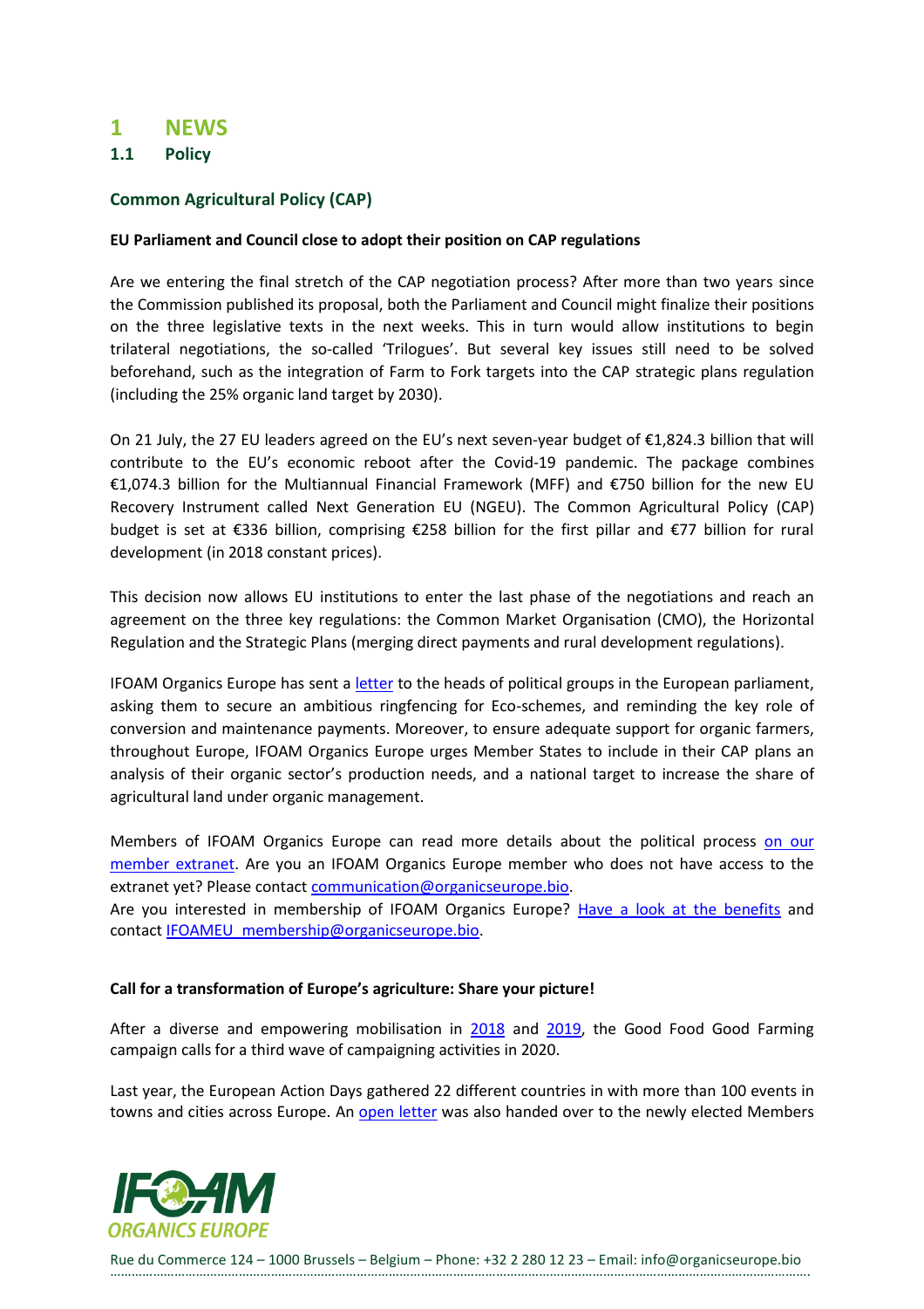# 1 NEWS

## 1.1 Policy

### Common Agricultural Policy (CAP)

**EU Parliament and Council close to adopt their position on CAP regulations**

Are we entering the final stretch of the CAP negotiation process? After more than two years since the Commission published its proposal, both the Parliament and Council might finalize their positions on the three legislative texts in the next weeks. This in turn would allow institutions to begin trilateral negotiations, the so-called 'Trilogues'. But several key issues still need to be solved beforehand, such as the integration of Farm to Fork targets into the CAP strategic plans regulation (including the 25% organic land target by 2030).

On 21 July, the 27 EU leaders agreed on the EU's next seven-year budget of €1,824.3 billion that will contribute to the EU's economic reboot after the Covid-19 pandemic. The package combines €1,074.3 billion for the Multiannual Financial Framework (MFF) and €750 billion for the new EU Recovery Instrument called Next Generation EU (NGEU). The Common Agricultural Policy (CAP) budget is set at €336 billion, comprising €258 billion for the first pillar and €77 billion for rural development (in 2018 constant prices).

This decision now allows EU institutions to enter the last phase of the negotiations and reach an agreement on the three key regulations: the Common Market Organisation (CMO), the Horizontal Regulation and the Strategic Plans (merging direct payments and rural development regulations).

IFOAM Organics Europe has sent a letter to the heads of political groups in the European parliament, asking them to secure an ambitious ringfencing for Eco-schemes, and reminding the key role of conversion and maintenance payments. Moreover, to ensure adequate support for organic farmers, throughout Europe, IFOAM Organics Europe urges Member States to include in their CAP plans an analysis of their organic sector's production needs, and a national target to increase the share of agricultural land under organic management.

Members of IFOAM Organics Europe can read more details about the political process on our member extranet. Are you an IFOAM Organics Europe member who does not have access to the extranet yet? Please contact communication@organicseurope.bio.
Are you interested in membership of IFOAM Organics Europe? Have a look at the benefits and contact IFOAMEU_membership@organicseurope.bio.

**Call for a transformation of Europe's agriculture: Share your picture!**

After a diverse and empowering mobilisation in 2018 and 2019, the Good Food Good Farming campaign calls for a third wave of campaigning activities in 2020.

Last year, the European Action Days gathered 22 different countries in with more than 100 events in towns and cities across Europe. An open letter was also handed over to the newly elected Members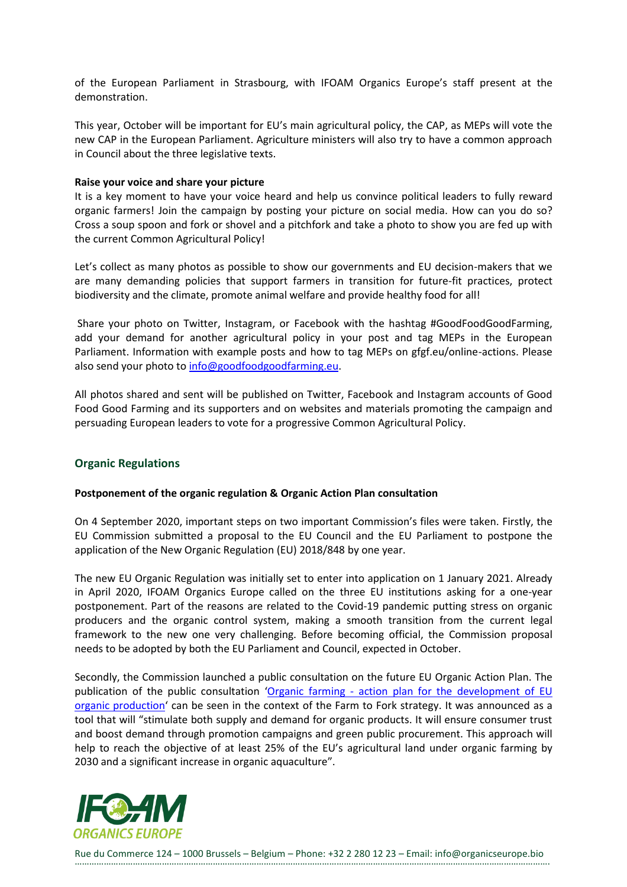of the European Parliament in Strasbourg, with IFOAM Organics Europe's staff present at the demonstration.

This year, October will be important for EU's main agricultural policy, the CAP, as MEPs will vote the new CAP in the European Parliament. Agriculture ministers will also try to have a common approach in Council about the three legislative texts.

**Raise your voice and share your picture**

It is a key moment to have your voice heard and help us convince political leaders to fully reward organic farmers! Join the campaign by posting your picture on social media. How can you do so? Cross a soup spoon and fork or shovel and a pitchfork and take a photo to show you are fed up with the current Common Agricultural Policy!

Let's collect as many photos as possible to show our governments and EU decision-makers that we are many demanding policies that support farmers in transition for future-fit practices, protect biodiversity and the climate, promote animal welfare and provide healthy food for all!

Share your photo on Twitter, Instagram, or Facebook with the hashtag #GoodFoodGoodFarming, add your demand for another agricultural policy in your post and tag MEPs in the European Parliament. Information with example posts and how to tag MEPs on gfgf.eu/online-actions. Please also send your photo to [info@goodfoodgoodfarming.eu](mailto:info@goodfoodgoodfarming.eu).

All photos shared and sent will be published on Twitter, Facebook and Instagram accounts of Good Food Good Farming and its supporters and on websites and materials promoting the campaign and persuading European leaders to vote for a progressive Common Agricultural Policy.

## Organic Regulations

**Postponement of the organic regulation & Organic Action Plan consultation**

On 4 September 2020, important steps on two important Commission's files were taken. Firstly, the EU Commission submitted a proposal to the EU Council and the EU Parliament to postpone the application of the New Organic Regulation (EU) 2018/848 by one year.

The new EU Organic Regulation was initially set to enter into application on 1 January 2021. Already in April 2020, IFOAM Organics Europe called on the three EU institutions asking for a one-year postponement. Part of the reasons are related to the Covid-19 pandemic putting stress on organic producers and the organic control system, making a smooth transition from the current legal framework to the new one very challenging. Before becoming official, the Commission proposal needs to be adopted by both the EU Parliament and Council, expected in October.

Secondly, the Commission launched a public consultation on the future EU Organic Action Plan. The publication of the public consultation 'Organic farming - action plan for the development of EU organic production' can be seen in the context of the Farm to Fork strategy. It was announced as a tool that will "stimulate both supply and demand for organic products. It will ensure consumer trust and boost demand through promotion campaigns and green public procurement. This approach will help to reach the objective of at least 25% of the EU's agricultural land under organic farming by 2030 and a significant increase in organic aquaculture".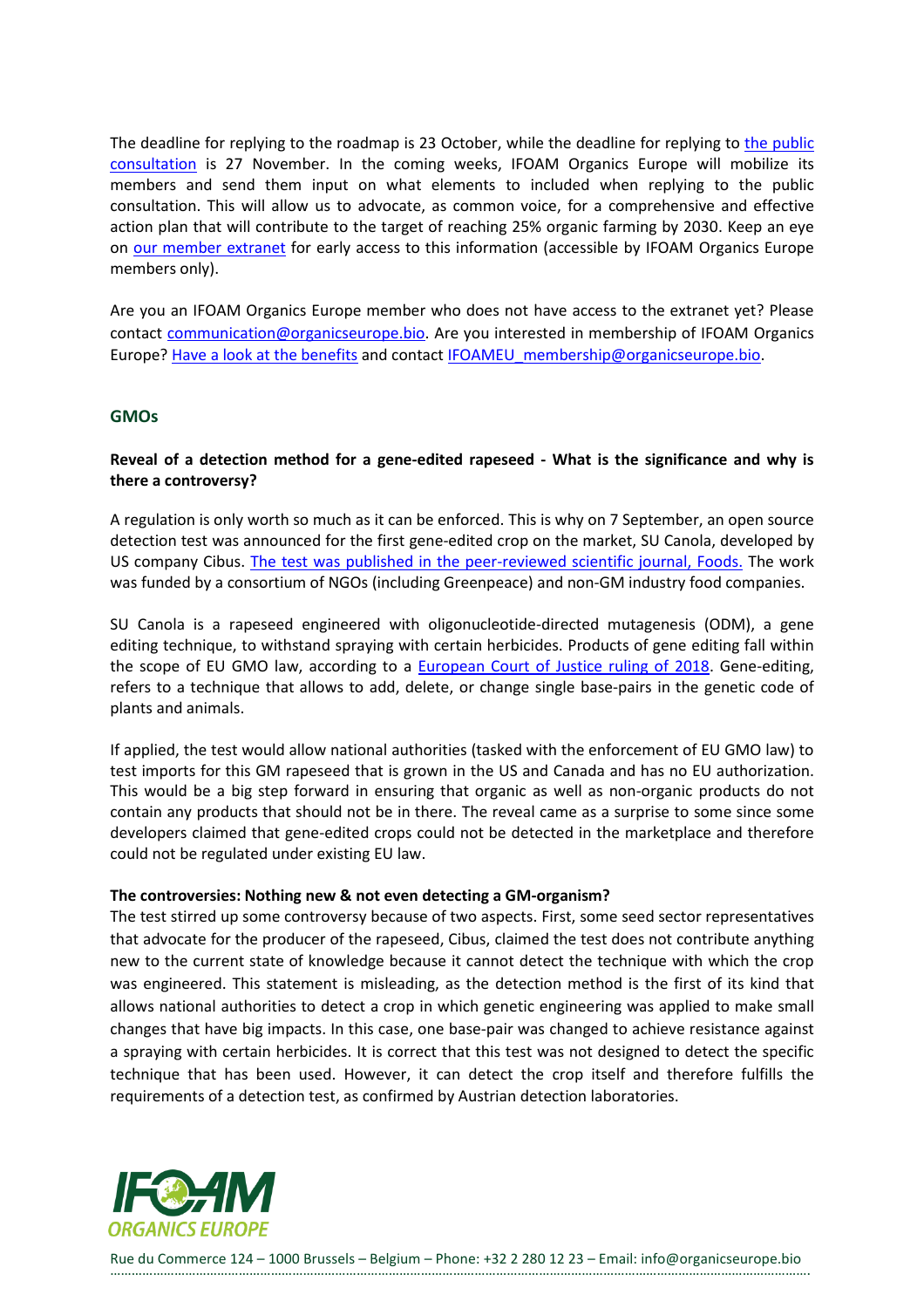The deadline for replying to the roadmap is 23 October, while the deadline for replying to the public consultation is 27 November. In the coming weeks, IFOAM Organics Europe will mobilize its members and send them input on what elements to included when replying to the public consultation. This will allow us to advocate, as common voice, for a comprehensive and effective action plan that will contribute to the target of reaching 25% organic farming by 2030. Keep an eye on our member extranet for early access to this information (accessible by IFOAM Organics Europe members only).

Are you an IFOAM Organics Europe member who does not have access to the extranet yet? Please contact communication@organicseurope.bio. Are you interested in membership of IFOAM Organics Europe? Have a look at the benefits and contact IFOAMEU_membership@organicseurope.bio.

## GMOs

### Reveal of a detection method for a gene-edited rapeseed - What is the significance and why is there a controversy?

A regulation is only worth so much as it can be enforced. This is why on 7 September, an open source detection test was announced for the first gene-edited crop on the market, SU Canola, developed by US company Cibus. The test was published in the peer-reviewed scientific journal, Foods. The work was funded by a consortium of NGOs (including Greenpeace) and non-GM industry food companies.

SU Canola is a rapeseed engineered with oligonucleotide-directed mutagenesis (ODM), a gene editing technique, to withstand spraying with certain herbicides. Products of gene editing fall within the scope of EU GMO law, according to a European Court of Justice ruling of 2018. Gene-editing, refers to a technique that allows to add, delete, or change single base-pairs in the genetic code of plants and animals.

If applied, the test would allow national authorities (tasked with the enforcement of EU GMO law) to test imports for this GM rapeseed that is grown in the US and Canada and has no EU authorization. This would be a big step forward in ensuring that organic as well as non-organic products do not contain any products that should not be in there. The reveal came as a surprise to some since some developers claimed that gene-edited crops could not be detected in the marketplace and therefore could not be regulated under existing EU law.

**The controversies: Nothing new & not even detecting a GM-organism?**

The test stirred up some controversy because of two aspects. First, some seed sector representatives that advocate for the producer of the rapeseed, Cibus, claimed the test does not contribute anything new to the current state of knowledge because it cannot detect the technique with which the crop was engineered. This statement is misleading, as the detection method is the first of its kind that allows national authorities to detect a crop in which genetic engineering was applied to make small changes that have big impacts. In this case, one base-pair was changed to achieve resistance against a spraying with certain herbicides. It is correct that this test was not designed to detect the specific technique that has been used. However, it can detect the crop itself and therefore fulfills the requirements of a detection test, as confirmed by Austrian detection laboratories.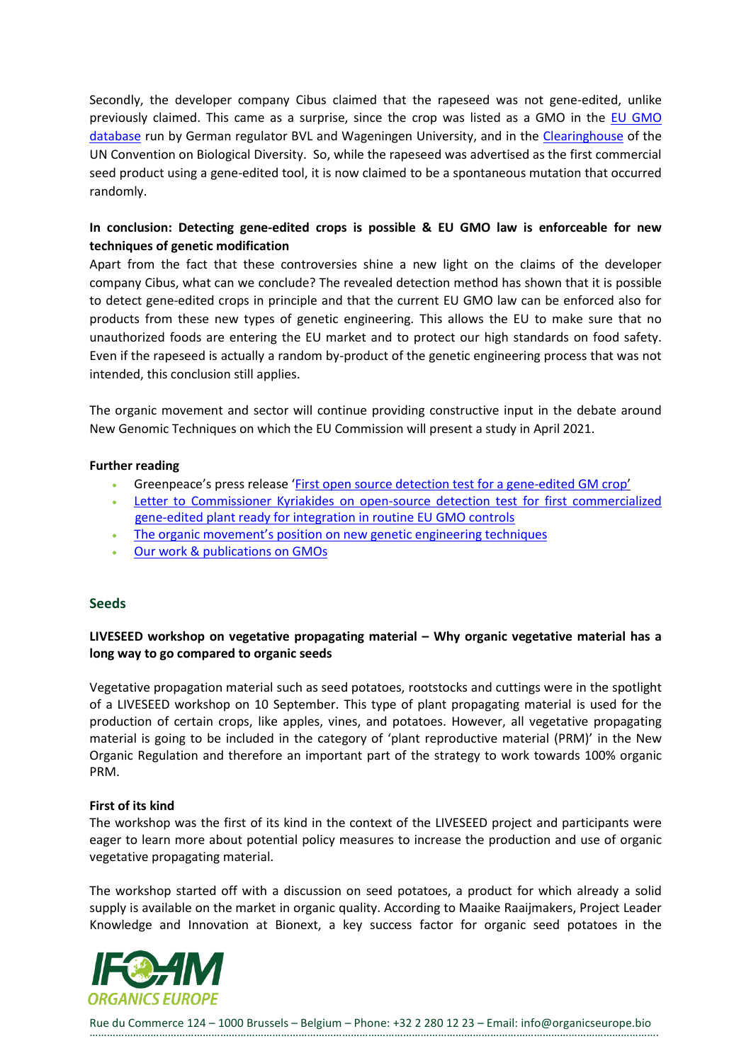Secondly, the developer company Cibus claimed that the rapeseed was not gene-edited, unlike previously claimed. This came as a surprise, since the crop was listed as a GMO in the [EU GMO database](#) run by German regulator BVL and Wageningen University, and in the [Clearinghouse](#) of the UN Convention on Biological Diversity. So, while the rapeseed was advertised as the first commercial seed product using a gene-edited tool, it is now claimed to be a spontaneous mutation that occurred randomly.

**In conclusion: Detecting gene-edited crops is possible & EU GMO law is enforceable for new techniques of genetic modification**

Apart from the fact that these controversies shine a new light on the claims of the developer company Cibus, what can we conclude? The revealed detection method has shown that it is possible to detect gene-edited crops in principle and that the current EU GMO law can be enforced also for products from these new types of genetic engineering. This allows the EU to make sure that no unauthorized foods are entering the EU market and to protect our high standards on food safety. Even if the rapeseed is actually a random by-product of the genetic engineering process that was not intended, this conclusion still applies.

The organic movement and sector will continue providing constructive input in the debate around New Genomic Techniques on which the EU Commission will present a study in April 2021.

**Further reading**

- Greenpeace's press release '[First open source detection test for a gene-edited GM crop](#)'
- [Letter to Commissioner Kyriakides on open-source detection test for first commercialized gene-edited plant ready for integration in routine EU GMO controls](#)
- [The organic movement's position on new genetic engineering techniques](#)
- [Our work & publications on GMOs](#)

## Seeds

**LIVESEED workshop on vegetative propagating material – Why organic vegetative material has a long way to go compared to organic seeds**

Vegetative propagation material such as seed potatoes, rootstocks and cuttings were in the spotlight of a LIVESEED workshop on 10 September. This type of plant propagating material is used for the production of certain crops, like apples, vines, and potatoes. However, all vegetative propagating material is going to be included in the category of 'plant reproductive material (PRM)' in the New Organic Regulation and therefore an important part of the strategy to work towards 100% organic PRM.

**First of its kind**

The workshop was the first of its kind in the context of the LIVESEED project and participants were eager to learn more about potential policy measures to increase the production and use of organic vegetative propagating material.

The workshop started off with a discussion on seed potatoes, a product for which already a solid supply is available on the market in organic quality. According to Maaike Raaijmakers, Project Leader Knowledge and Innovation at Bionext, a key success factor for organic seed potatoes in the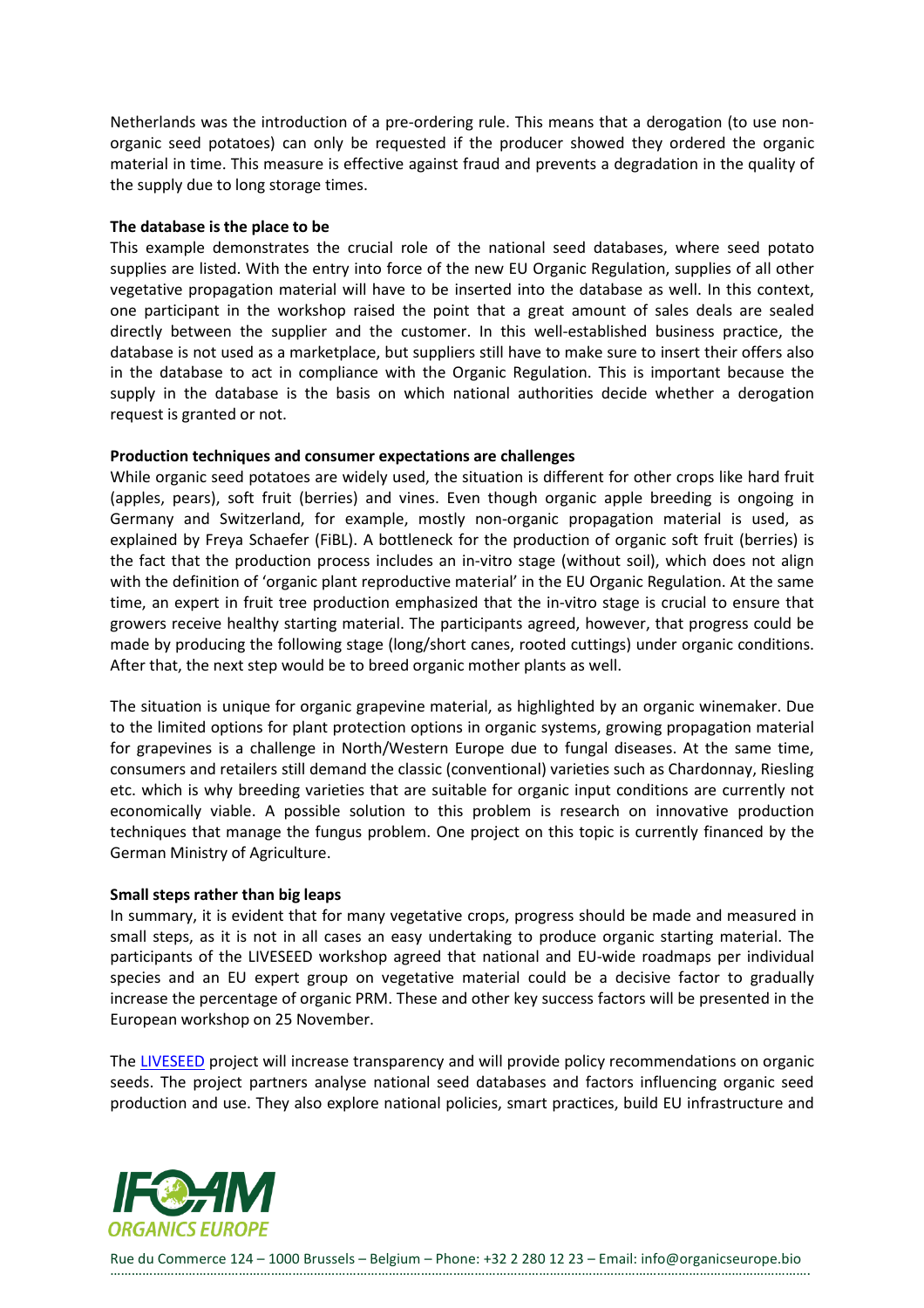Netherlands was the introduction of a pre-ordering rule. This means that a derogation (to use non-organic seed potatoes) can only be requested if the producer showed they ordered the organic material in time. This measure is effective against fraud and prevents a degradation in the quality of the supply due to long storage times.

**The database is the place to be**

This example demonstrates the crucial role of the national seed databases, where seed potato supplies are listed. With the entry into force of the new EU Organic Regulation, supplies of all other vegetative propagation material will have to be inserted into the database as well. In this context, one participant in the workshop raised the point that a great amount of sales deals are sealed directly between the supplier and the customer. In this well-established business practice, the database is not used as a marketplace, but suppliers still have to make sure to insert their offers also in the database to act in compliance with the Organic Regulation. This is important because the supply in the database is the basis on which national authorities decide whether a derogation request is granted or not.

**Production techniques and consumer expectations are challenges**

While organic seed potatoes are widely used, the situation is different for other crops like hard fruit (apples, pears), soft fruit (berries) and vines. Even though organic apple breeding is ongoing in Germany and Switzerland, for example, mostly non-organic propagation material is used, as explained by Freya Schaefer (FiBL). A bottleneck for the production of organic soft fruit (berries) is the fact that the production process includes an in-vitro stage (without soil), which does not align with the definition of 'organic plant reproductive material' in the EU Organic Regulation. At the same time, an expert in fruit tree production emphasized that the in-vitro stage is crucial to ensure that growers receive healthy starting material. The participants agreed, however, that progress could be made by producing the following stage (long/short canes, rooted cuttings) under organic conditions. After that, the next step would be to breed organic mother plants as well.

The situation is unique for organic grapevine material, as highlighted by an organic winemaker. Due to the limited options for plant protection options in organic systems, growing propagation material for grapevines is a challenge in North/Western Europe due to fungal diseases. At the same time, consumers and retailers still demand the classic (conventional) varieties such as Chardonnay, Riesling etc. which is why breeding varieties that are suitable for organic input conditions are currently not economically viable. A possible solution to this problem is research on innovative production techniques that manage the fungus problem. One project on this topic is currently financed by the German Ministry of Agriculture.

**Small steps rather than big leaps**

In summary, it is evident that for many vegetative crops, progress should be made and measured in small steps, as it is not in all cases an easy undertaking to produce organic starting material. The participants of the LIVESEED workshop agreed that national and EU-wide roadmaps per individual species and an EU expert group on vegetative material could be a decisive factor to gradually increase the percentage of organic PRM. These and other key success factors will be presented in the European workshop on 25 November.

The LIVESEED project will increase transparency and will provide policy recommendations on organic seeds. The project partners analyse national seed databases and factors influencing organic seed production and use. They also explore national policies, smart practices, build EU infrastructure and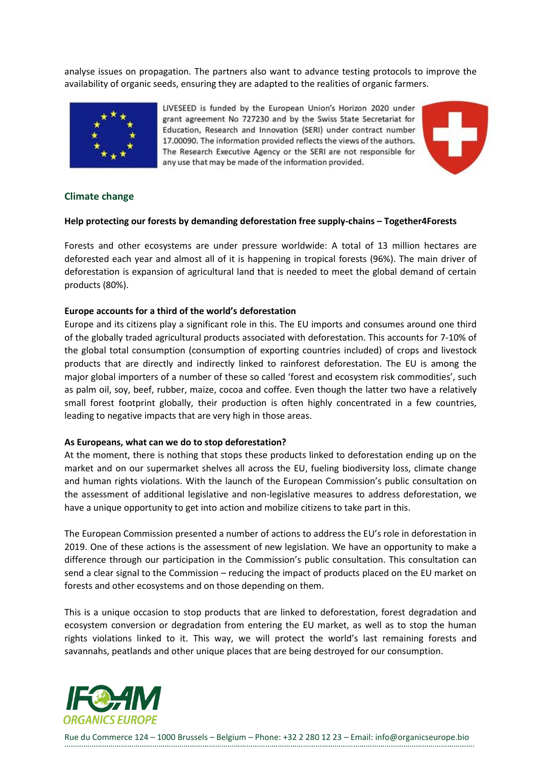analyse issues on propagation. The partners also want to advance testing protocols to improve the availability of organic seeds, ensuring they are adapted to the realities of organic farmers.

LIVESEED is funded by the European Union's Horizon 2020 under grant agreement No 727230 and by the Swiss State Secretariat for Education, Research and Innovation (SERI) under contract number 17.00090. The information provided reflects the views of the authors. The Research Executive Agency or the SERI are not responsible for any use that may be made of the information provided.

## Climate change

**Help protecting our forests by demanding deforestation free supply-chains – Together4Forests**

Forests and other ecosystems are under pressure worldwide: A total of 13 million hectares are deforested each year and almost all of it is happening in tropical forests (96%). The main driver of deforestation is expansion of agricultural land that is needed to meet the global demand of certain products (80%).

**Europe accounts for a third of the world's deforestation**

Europe and its citizens play a significant role in this. The EU imports and consumes around one third of the globally traded agricultural products associated with deforestation. This accounts for 7-10% of the global total consumption (consumption of exporting countries included) of crops and livestock products that are directly and indirectly linked to rainforest deforestation. The EU is among the major global importers of a number of these so called 'forest and ecosystem risk commodities', such as palm oil, soy, beef, rubber, maize, cocoa and coffee. Even though the latter two have a relatively small forest footprint globally, their production is often highly concentrated in a few countries, leading to negative impacts that are very high in those areas.

**As Europeans, what can we do to stop deforestation?**

At the moment, there is nothing that stops these products linked to deforestation ending up on the market and on our supermarket shelves all across the EU, fueling biodiversity loss, climate change and human rights violations. With the launch of the European Commission's public consultation on the assessment of additional legislative and non-legislative measures to address deforestation, we have a unique opportunity to get into action and mobilize citizens to take part in this.

The European Commission presented a number of actions to address the EU's role in deforestation in 2019. One of these actions is the assessment of new legislation. We have an opportunity to make a difference through our participation in the Commission's public consultation. This consultation can send a clear signal to the Commission – reducing the impact of products placed on the EU market on forests and other ecosystems and on those depending on them.

This is a unique occasion to stop products that are linked to deforestation, forest degradation and ecosystem conversion or degradation from entering the EU market, as well as to stop the human rights violations linked to it. This way, we will protect the world's last remaining forests and savannahs, peatlands and other unique places that are being destroyed for our consumption.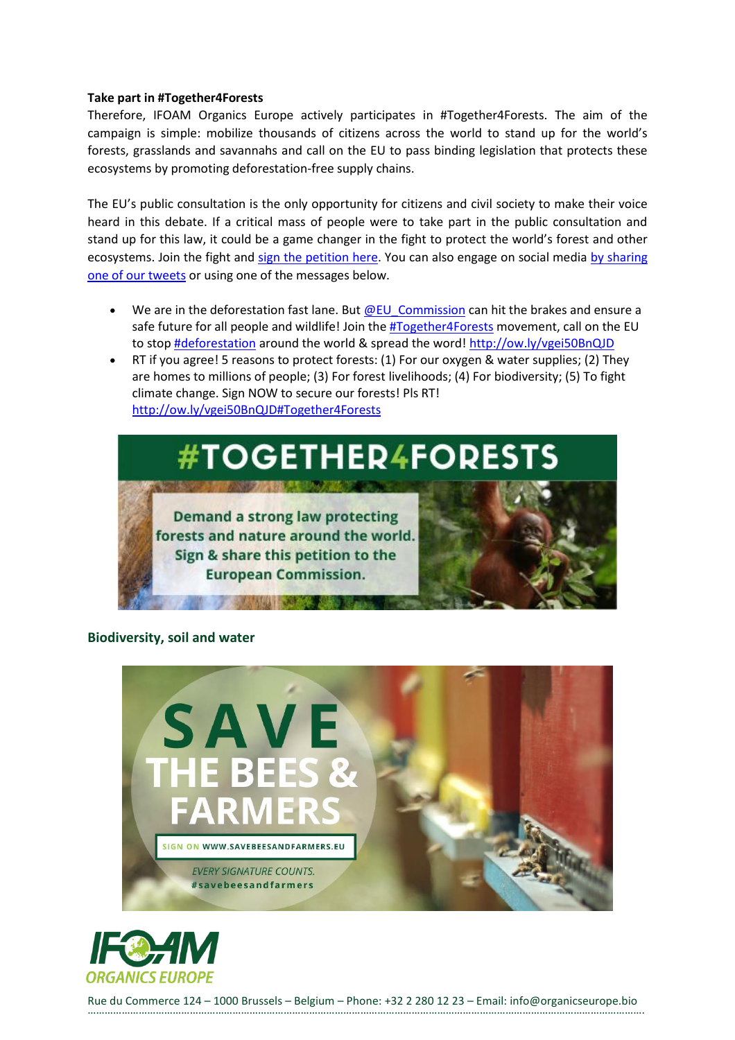**Take part in #Together4Forests**

Therefore, IFOAM Organics Europe actively participates in #Together4Forests. The aim of the campaign is simple: mobilize thousands of citizens across the world to stand up for the world's forests, grasslands and savannahs and call on the EU to pass binding legislation that protects these ecosystems by promoting deforestation-free supply chains.

The EU's public consultation is the only opportunity for citizens and civil society to make their voice heard in this debate. If a critical mass of people were to take part in the public consultation and stand up for this law, it could be a game changer in the fight to protect the world's forest and other ecosystems. Join the fight and sign the petition here. You can also engage on social media by sharing one of our tweets or using one of the messages below.

- We are in the deforestation fast lane. But @EU_Commission can hit the brakes and ensure a safe future for all people and wildlife! Join the #Together4Forests movement, call on the EU to stop #deforestation around the world & spread the word! http://ow.ly/vgei50BnQJD
- RT if you agree! 5 reasons to protect forests: (1) For our oxygen & water supplies; (2) They are homes to millions of people; (3) For forest livelihoods; (4) For biodiversity; (5) To fight climate change. Sign NOW to secure our forests! Pls RT! http://ow.ly/vgei50BnQJD#Together4Forests

#TOGETHER4FORESTS

Demand a strong law protecting forests and nature around the world. Sign & share this petition to the European Commission.

## Biodiversity, soil and water

SAVE THE BEES & FARMERS

SIGN ON WWW.SAVEBEESANDFARMERS.EU

*EVERY SIGNATURE COUNTS.*
#savebeesandfarmers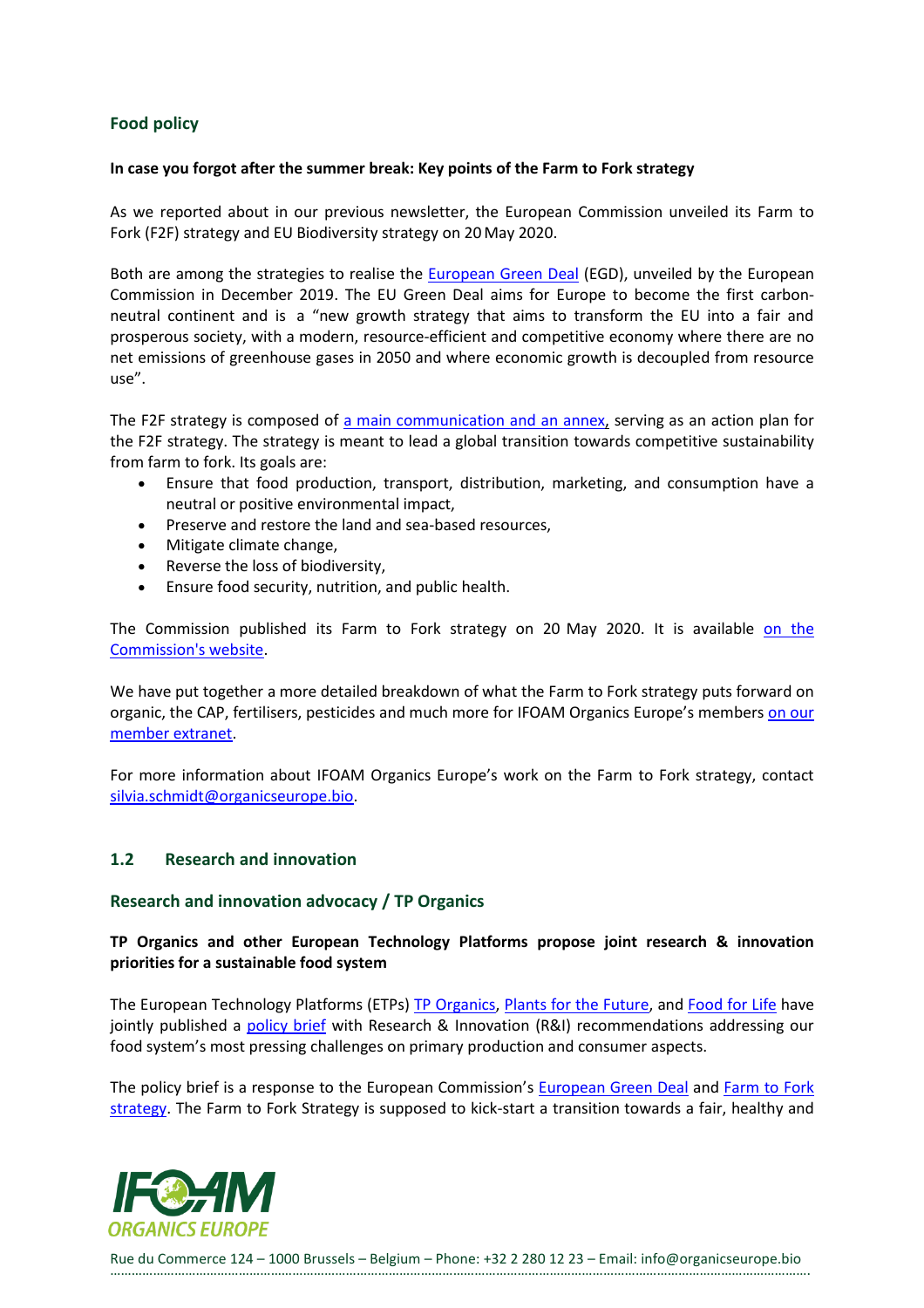### Food policy

**In case you forgot after the summer break: Key points of the Farm to Fork strategy**

As we reported about in our previous newsletter, the European Commission unveiled its Farm to Fork (F2F) strategy and EU Biodiversity strategy on 20 May 2020.

Both are among the strategies to realise the European Green Deal (EGD), unveiled by the European Commission in December 2019. The EU Green Deal aims for Europe to become the first carbon-neutral continent and is a "new growth strategy that aims to transform the EU into a fair and prosperous society, with a modern, resource-efficient and competitive economy where there are no net emissions of greenhouse gases in 2050 and where economic growth is decoupled from resource use".

The F2F strategy is composed of a main communication and an annex, serving as an action plan for the F2F strategy. The strategy is meant to lead a global transition towards competitive sustainability from farm to fork. Its goals are:

- Ensure that food production, transport, distribution, marketing, and consumption have a neutral or positive environmental impact,
- Preserve and restore the land and sea-based resources,
- Mitigate climate change,
- Reverse the loss of biodiversity,
- Ensure food security, nutrition, and public health.

The Commission published its Farm to Fork strategy on 20 May 2020. It is available on the Commission's website.

We have put together a more detailed breakdown of what the Farm to Fork strategy puts forward on organic, the CAP, fertilisers, pesticides and much more for IFOAM Organics Europe's members on our member extranet.

For more information about IFOAM Organics Europe's work on the Farm to Fork strategy, contact silvia.schmidt@organicseurope.bio.

## 1.2 Research and innovation

### Research and innovation advocacy / TP Organics

**TP Organics and other European Technology Platforms propose joint research & innovation priorities for a sustainable food system**

The European Technology Platforms (ETPs) TP Organics, Plants for the Future, and Food for Life have jointly published a policy brief with Research & Innovation (R&I) recommendations addressing our food system's most pressing challenges on primary production and consumer aspects.

The policy brief is a response to the European Commission's European Green Deal and Farm to Fork strategy. The Farm to Fork Strategy is supposed to kick-start a transition towards a fair, healthy and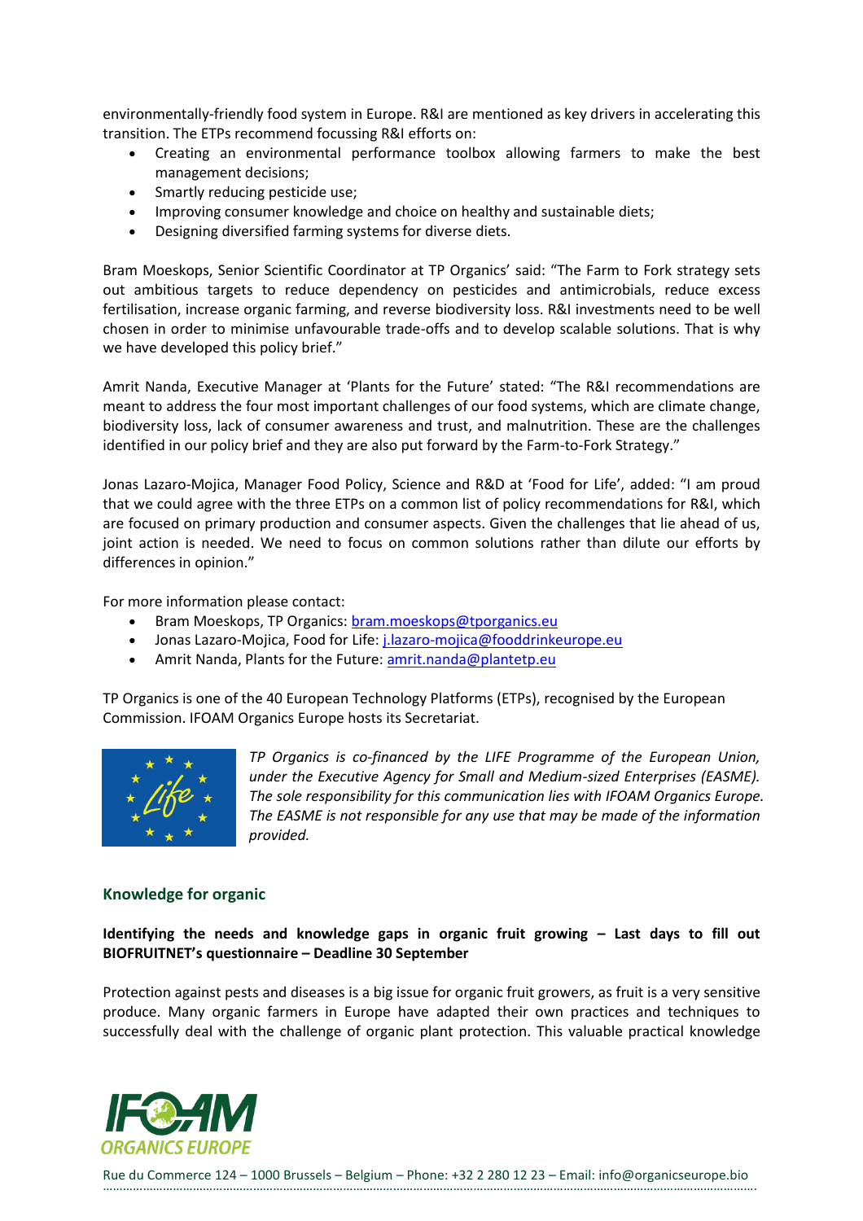environmentally-friendly food system in Europe. R&I are mentioned as key drivers in accelerating this transition. The ETPs recommend focussing R&I efforts on:

- Creating an environmental performance toolbox allowing farmers to make the best management decisions;
- Smartly reducing pesticide use;
- Improving consumer knowledge and choice on healthy and sustainable diets;
- Designing diversified farming systems for diverse diets.

Bram Moeskops, Senior Scientific Coordinator at TP Organics' said: "The Farm to Fork strategy sets out ambitious targets to reduce dependency on pesticides and antimicrobials, reduce excess fertilisation, increase organic farming, and reverse biodiversity loss. R&I investments need to be well chosen in order to minimise unfavourable trade-offs and to develop scalable solutions. That is why we have developed this policy brief."

Amrit Nanda, Executive Manager at 'Plants for the Future' stated: "The R&I recommendations are meant to address the four most important challenges of our food systems, which are climate change, biodiversity loss, lack of consumer awareness and trust, and malnutrition. These are the challenges identified in our policy brief and they are also put forward by the Farm-to-Fork Strategy."

Jonas Lazaro-Mojica, Manager Food Policy, Science and R&D at 'Food for Life', added: "I am proud that we could agree with the three ETPs on a common list of policy recommendations for R&I, which are focused on primary production and consumer aspects. Given the challenges that lie ahead of us, joint action is needed. We need to focus on common solutions rather than dilute our efforts by differences in opinion."

For more information please contact:

- Bram Moeskops, TP Organics: bram.moeskops@tporganics.eu
- Jonas Lazaro-Mojica, Food for Life: j.lazaro-mojica@fooddrinkeurope.eu
- Amrit Nanda, Plants for the Future: amrit.nanda@plantetp.eu

TP Organics is one of the 40 European Technology Platforms (ETPs), recognised by the European Commission. IFOAM Organics Europe hosts its Secretariat.

*TP Organics is co-financed by the LIFE Programme of the European Union, under the Executive Agency for Small and Medium-sized Enterprises (EASME). The sole responsibility for this communication lies with IFOAM Organics Europe. The EASME is not responsible for any use that may be made of the information provided.*

## Knowledge for organic

**Identifying the needs and knowledge gaps in organic fruit growing – Last days to fill out BIOFRUITNET's questionnaire – Deadline 30 September**

Protection against pests and diseases is a big issue for organic fruit growers, as fruit is a very sensitive produce. Many organic farmers in Europe have adapted their own practices and techniques to successfully deal with the challenge of organic plant protection. This valuable practical knowledge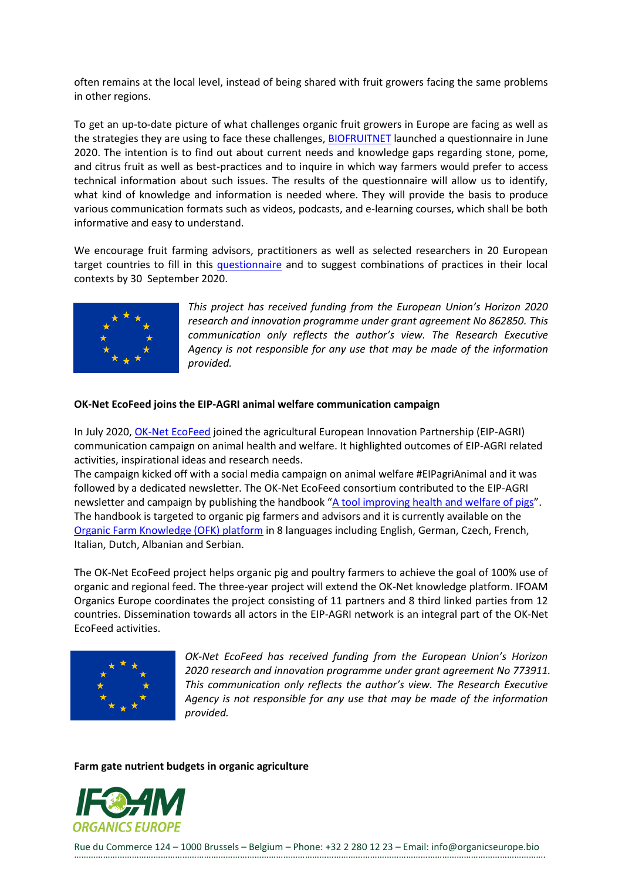often remains at the local level, instead of being shared with fruit growers facing the same problems in other regions.

To get an up-to-date picture of what challenges organic fruit growers in Europe are facing as well as the strategies they are using to face these challenges, BIOFRUITNET launched a questionnaire in June 2020. The intention is to find out about current needs and knowledge gaps regarding stone, pome, and citrus fruit as well as best-practices and to inquire in which way farmers would prefer to access technical information about such issues. The results of the questionnaire will allow us to identify, what kind of knowledge and information is needed where. They will provide the basis to produce various communication formats such as videos, podcasts, and e-learning courses, which shall be both informative and easy to understand.

We encourage fruit farming advisors, practitioners as well as selected researchers in 20 European target countries to fill in this questionnaire and to suggest combinations of practices in their local contexts by 30 September 2020.

*This project has received funding from the European Union's Horizon 2020 research and innovation programme under grant agreement No 862850. This communication only reflects the author's view. The Research Executive Agency is not responsible for any use that may be made of the information provided.*

**OK-Net EcoFeed joins the EIP-AGRI animal welfare communication campaign**

In July 2020, OK-Net EcoFeed joined the agricultural European Innovation Partnership (EIP-AGRI) communication campaign on animal health and welfare. It highlighted outcomes of EIP-AGRI related activities, inspirational ideas and research needs.
The campaign kicked off with a social media campaign on animal welfare #EIPagriAnimal and it was followed by a dedicated newsletter. The OK-Net EcoFeed consortium contributed to the EIP-AGRI newsletter and campaign by publishing the handbook "A tool improving health and welfare of pigs". The handbook is targeted to organic pig farmers and advisors and it is currently available on the Organic Farm Knowledge (OFK) platform in 8 languages including English, German, Czech, French, Italian, Dutch, Albanian and Serbian.

The OK-Net EcoFeed project helps organic pig and poultry farmers to achieve the goal of 100% use of organic and regional feed. The three-year project will extend the OK-Net knowledge platform. IFOAM Organics Europe coordinates the project consisting of 11 partners and 8 third linked parties from 12 countries. Dissemination towards all actors in the EIP-AGRI network is an integral part of the OK-Net EcoFeed activities.

*OK-Net EcoFeed has received funding from the European Union's Horizon 2020 research and innovation programme under grant agreement No 773911. This communication only reflects the author's view. The Research Executive Agency is not responsible for any use that may be made of the information provided.*

**Farm gate nutrient budgets in organic agriculture**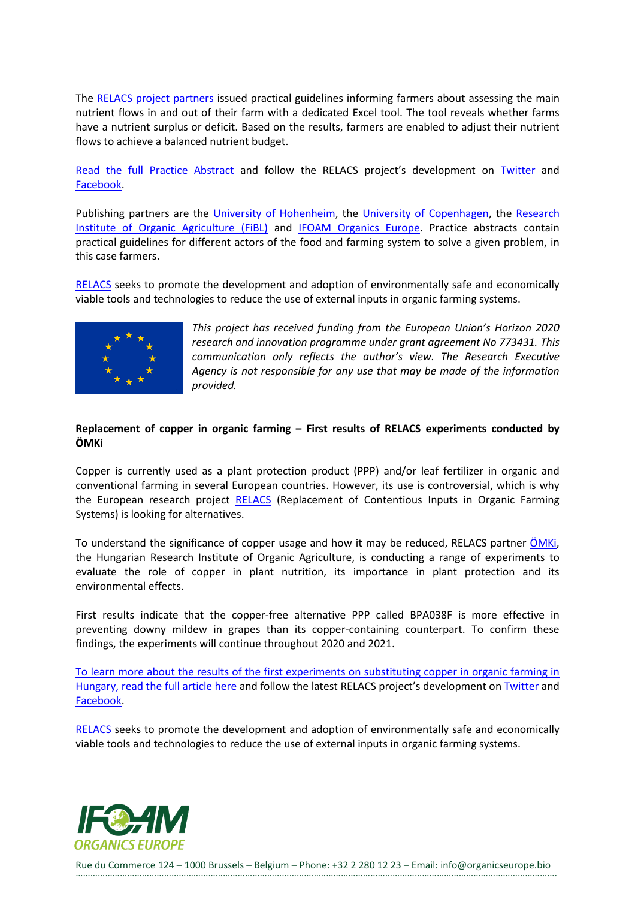The RELACS project partners issued practical guidelines informing farmers about assessing the main nutrient flows in and out of their farm with a dedicated Excel tool. The tool reveals whether farms have a nutrient surplus or deficit. Based on the results, farmers are enabled to adjust their nutrient flows to achieve a balanced nutrient budget.

Read the full Practice Abstract and follow the RELACS project's development on Twitter and Facebook.

Publishing partners are the University of Hohenheim, the University of Copenhagen, the Research Institute of Organic Agriculture (FiBL) and IFOAM Organics Europe. Practice abstracts contain practical guidelines for different actors of the food and farming system to solve a given problem, in this case farmers.

RELACS seeks to promote the development and adoption of environmentally safe and economically viable tools and technologies to reduce the use of external inputs in organic farming systems.

*This project has received funding from the European Union's Horizon 2020 research and innovation programme under grant agreement No 773431. This communication only reflects the author's view. The Research Executive Agency is not responsible for any use that may be made of the information provided.*

**Replacement of copper in organic farming – First results of RELACS experiments conducted by ÖMKi**

Copper is currently used as a plant protection product (PPP) and/or leaf fertilizer in organic and conventional farming in several European countries. However, its use is controversial, which is why the European research project RELACS (Replacement of Contentious Inputs in Organic Farming Systems) is looking for alternatives.

To understand the significance of copper usage and how it may be reduced, RELACS partner ÖMKi, the Hungarian Research Institute of Organic Agriculture, is conducting a range of experiments to evaluate the role of copper in plant nutrition, its importance in plant protection and its environmental effects.

First results indicate that the copper-free alternative PPP called BPA038F is more effective in preventing downy mildew in grapes than its copper-containing counterpart. To confirm these findings, the experiments will continue throughout 2020 and 2021.

To learn more about the results of the first experiments on substituting copper in organic farming in Hungary, read the full article here and follow the latest RELACS project's development on Twitter and Facebook.

RELACS seeks to promote the development and adoption of environmentally safe and economically viable tools and technologies to reduce the use of external inputs in organic farming systems.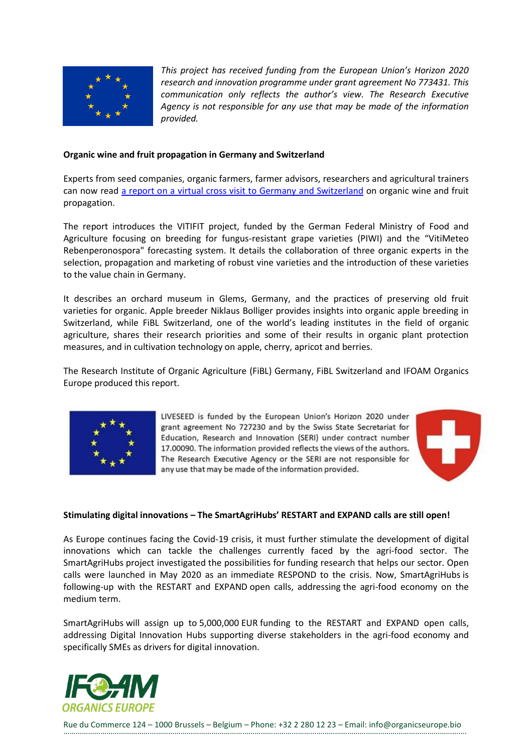*This project has received funding from the European Union's Horizon 2020 research and innovation programme under grant agreement No 773431. This communication only reflects the author's view. The Research Executive Agency is not responsible for any use that may be made of the information provided.*

**Organic wine and fruit propagation in Germany and Switzerland**

Experts from seed companies, organic farmers, farmer advisors, researchers and agricultural trainers can now read a report on a virtual cross visit to Germany and Switzerland on organic wine and fruit propagation.

The report introduces the VITIFIT project, funded by the German Federal Ministry of Food and Agriculture focusing on breeding for fungus-resistant grape varieties (PIWI) and the "VitiMeteo Rebenperonospora" forecasting system. It details the collaboration of three organic experts in the selection, propagation and marketing of robust vine varieties and the introduction of these varieties to the value chain in Germany.

It describes an orchard museum in Glems, Germany, and the practices of preserving old fruit varieties for organic. Apple breeder Niklaus Bolliger provides insights into organic apple breeding in Switzerland, while FiBL Switzerland, one of the world's leading institutes in the field of organic agriculture, shares their research priorities and some of their results in organic plant protection measures, and in cultivation technology on apple, cherry, apricot and berries.

The Research Institute of Organic Agriculture (FiBL) Germany, FiBL Switzerland and IFOAM Organics Europe produced this report.

LIVESEED is funded by the European Union's Horizon 2020 under grant agreement No 727230 and by the Swiss State Secretariat for Education, Research and Innovation (SERI) under contract number 17.00090. The information provided reflects the views of the authors. The Research Executive Agency or the SERI are not responsible for any use that may be made of the information provided.

**Stimulating digital innovations – The SmartAgriHubs' RESTART and EXPAND calls are still open!**

As Europe continues facing the Covid-19 crisis, it must further stimulate the development of digital innovations which can tackle the challenges currently faced by the agri-food sector. The SmartAgriHubs project investigated the possibilities for funding research that helps our sector. Open calls were launched in May 2020 as an immediate RESPOND to the crisis. Now, SmartAgriHubs is following-up with the RESTART and EXPAND open calls, addressing the agri-food economy on the medium term.

SmartAgriHubs will assign up to 5,000,000 EUR funding to the RESTART and EXPAND open calls, addressing Digital Innovation Hubs supporting diverse stakeholders in the agri-food economy and specifically SMEs as drivers for digital innovation.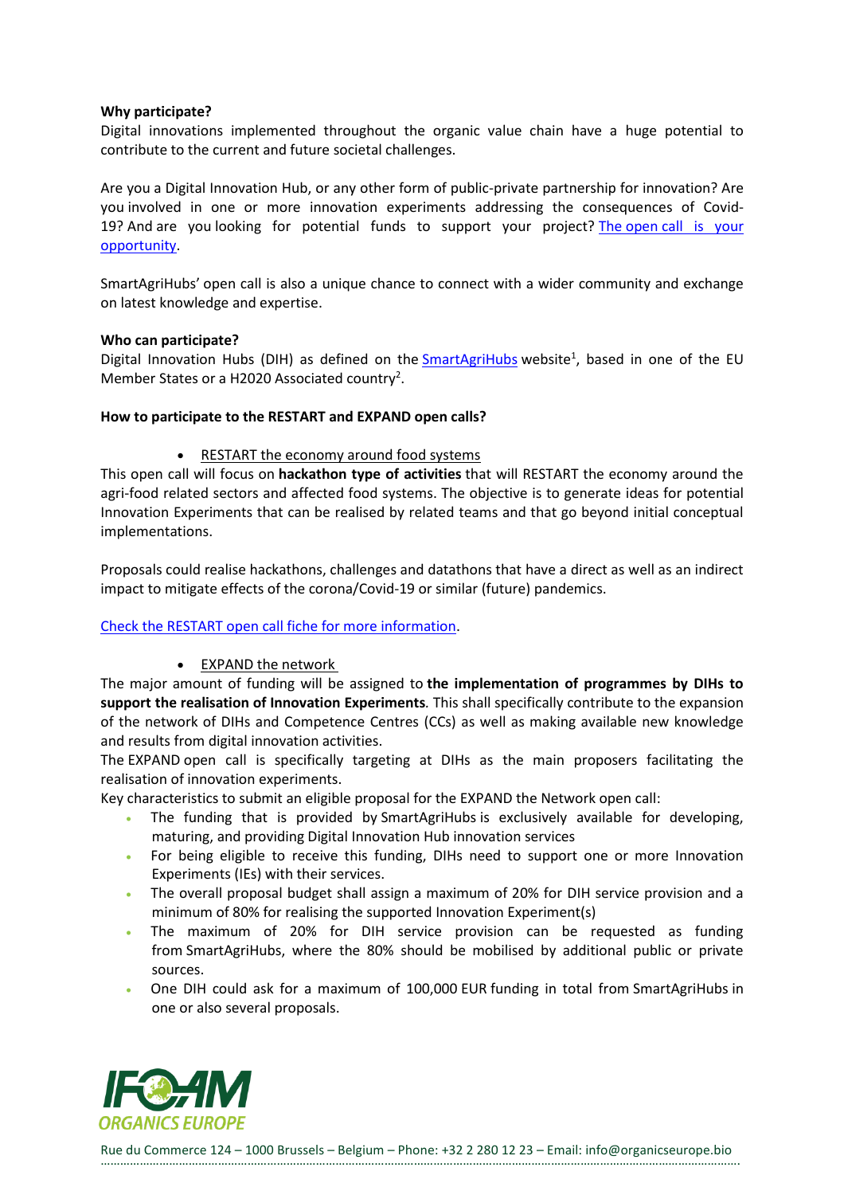**Why participate?**

Digital innovations implemented throughout the organic value chain have a huge potential to contribute to the current and future societal challenges.

Are you a Digital Innovation Hub, or any other form of public-private partnership for innovation? Are you involved in one or more innovation experiments addressing the consequences of Covid-19? And are you looking for potential funds to support your project? [The open call is your opportunity](#).

SmartAgriHubs' open call is also a unique chance to connect with a wider community and exchange on latest knowledge and expertise.

**Who can participate?**

Digital Innovation Hubs (DIH) as defined on the [SmartAgriHubs](#) website[1], based in one of the EU Member States or a H2020 Associated country[2].

**How to participate to the RESTART and EXPAND open calls?**

- RESTART the economy around food systems

This open call will focus on **hackathon type of activities** that will RESTART the economy around the agri-food related sectors and affected food systems. The objective is to generate ideas for potential Innovation Experiments that can be realised by related teams and that go beyond initial conceptual implementations.

Proposals could realise hackathons, challenges and datathons that have a direct as well as an indirect impact to mitigate effects of the corona/Covid-19 or similar (future) pandemics.

[Check the RESTART open call fiche for more information](#).

- EXPAND the network

The major amount of funding will be assigned to **the implementation of programmes by DIHs to support the realisation of Innovation Experiments***.* This shall specifically contribute to the expansion of the network of DIHs and Competence Centres (CCs) as well as making available new knowledge and results from digital innovation activities.

The EXPAND open call is specifically targeting at DIHs as the main proposers facilitating the realisation of innovation experiments.

Key characteristics to submit an eligible proposal for the EXPAND the Network open call:

- The funding that is provided by SmartAgriHubs is exclusively available for developing, maturing, and providing Digital Innovation Hub innovation services
- For being eligible to receive this funding, DIHs need to support one or more Innovation Experiments (IEs) with their services.
- The overall proposal budget shall assign a maximum of 20% for DIH service provision and a minimum of 80% for realising the supported Innovation Experiment(s)
- The maximum of 20% for DIH service provision can be requested as funding from SmartAgriHubs, where the 80% should be mobilised by additional public or private sources.
- One DIH could ask for a maximum of 100,000 EUR funding in total from SmartAgriHubs in one or also several proposals.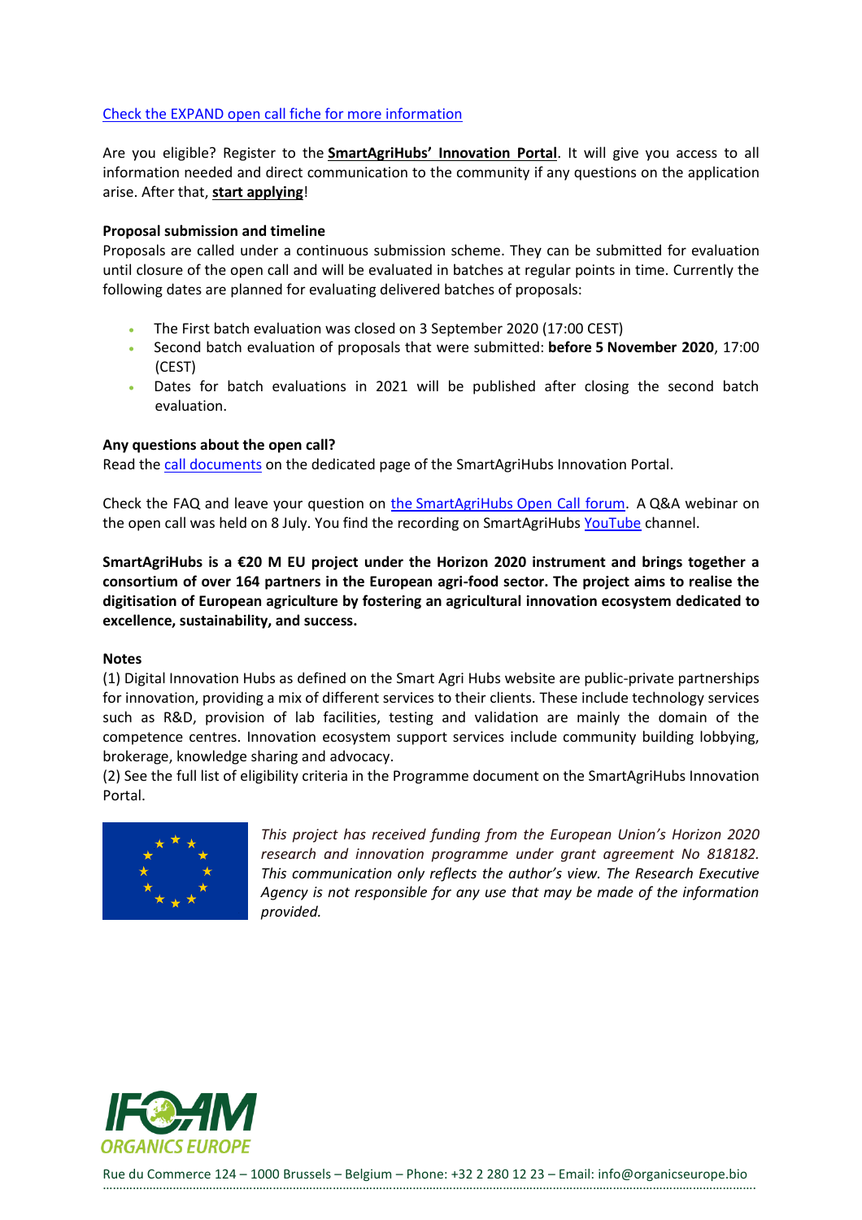Check the EXPAND open call fiche for more information

Are you eligible? Register to the **SmartAgriHubs' Innovation Portal**. It will give you access to all information needed and direct communication to the community if any questions on the application arise. After that, **start applying**!

**Proposal submission and timeline**

Proposals are called under a continuous submission scheme. They can be submitted for evaluation until closure of the open call and will be evaluated in batches at regular points in time. Currently the following dates are planned for evaluating delivered batches of proposals:

- The First batch evaluation was closed on 3 September 2020 (17:00 CEST)
- Second batch evaluation of proposals that were submitted: **before 5 November 2020**, 17:00 (CEST)
- Dates for batch evaluations in 2021 will be published after closing the second batch evaluation.

**Any questions about the open call?**

Read the call documents on the dedicated page of the SmartAgriHubs Innovation Portal.

Check the FAQ and leave your question on the SmartAgriHubs Open Call forum. A Q&A webinar on the open call was held on 8 July. You find the recording on SmartAgriHubs YouTube channel.

**SmartAgriHubs is a €20 M EU project under the Horizon 2020 instrument and brings together a consortium of over 164 partners in the European agri-food sector. The project aims to realise the digitisation of European agriculture by fostering an agricultural innovation ecosystem dedicated to excellence, sustainability, and success.**

**Notes**

(1) Digital Innovation Hubs as defined on the Smart Agri Hubs website are public-private partnerships for innovation, providing a mix of different services to their clients. These include technology services such as R&D, provision of lab facilities, testing and validation are mainly the domain of the competence centres. Innovation ecosystem support services include community building lobbying, brokerage, knowledge sharing and advocacy.

(2) See the full list of eligibility criteria in the Programme document on the SmartAgriHubs Innovation Portal.

*This project has received funding from the European Union's Horizon 2020 research and innovation programme under grant agreement No 818182. This communication only reflects the author's view. The Research Executive Agency is not responsible for any use that may be made of the information provided.*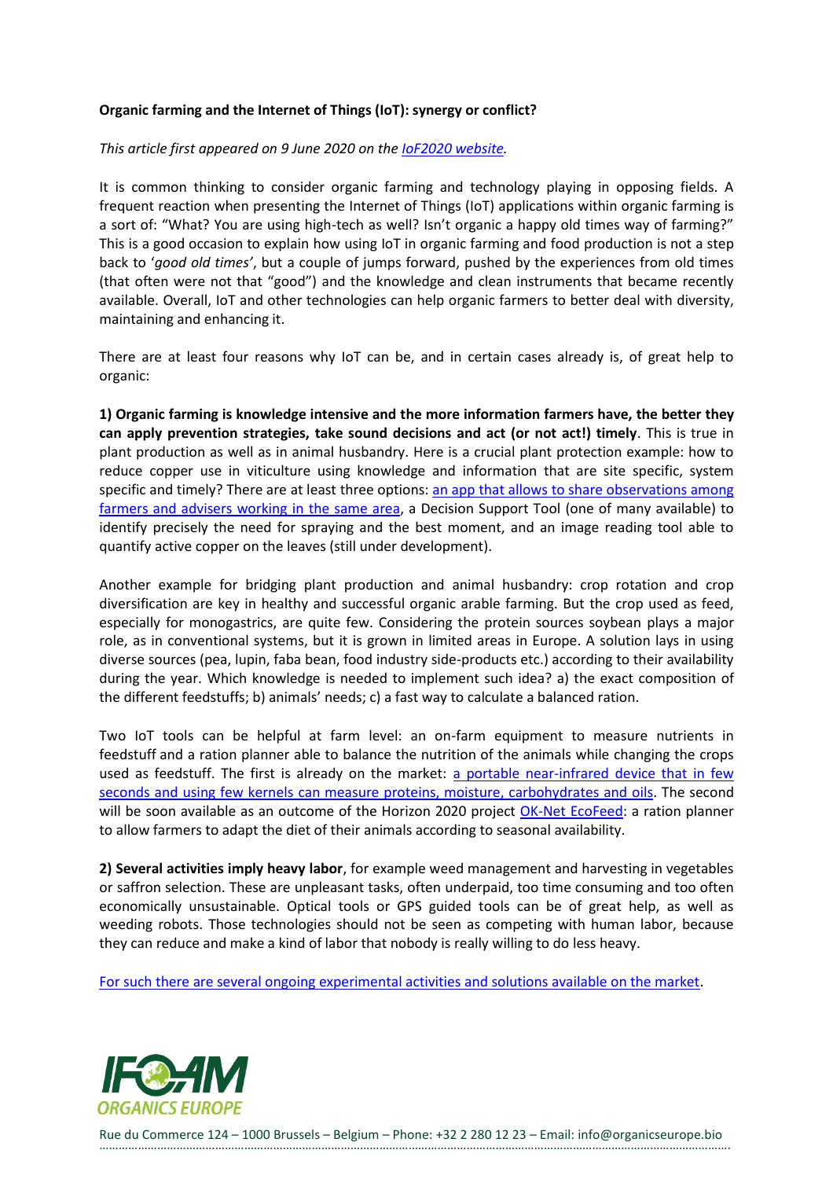**Organic farming and the Internet of Things (IoT): synergy or conflict?**

*This article first appeared on 9 June 2020 on the IoF2020 website.*

It is common thinking to consider organic farming and technology playing in opposing fields. A frequent reaction when presenting the Internet of Things (IoT) applications within organic farming is a sort of: "What? You are using high-tech as well? Isn't organic a happy old times way of farming?" This is a good occasion to explain how using IoT in organic farming and food production is not a step back to '*good old times*', but a couple of jumps forward, pushed by the experiences from old times (that often were not that "good") and the knowledge and clean instruments that became recently available. Overall, IoT and other technologies can help organic farmers to better deal with diversity, maintaining and enhancing it.

There are at least four reasons why IoT can be, and in certain cases already is, of great help to organic:

**1) Organic farming is knowledge intensive and the more information farmers have, the better they can apply prevention strategies, take sound decisions and act (or not act!) timely**. This is true in plant production as well as in animal husbandry. Here is a crucial plant protection example: how to reduce copper use in viticulture using knowledge and information that are site specific, system specific and timely? There are at least three options: an app that allows to share observations among farmers and advisers working in the same area, a Decision Support Tool (one of many available) to identify precisely the need for spraying and the best moment, and an image reading tool able to quantify active copper on the leaves (still under development).

Another example for bridging plant production and animal husbandry: crop rotation and crop diversification are key in healthy and successful organic arable farming. But the crop used as feed, especially for monogastrics, are quite few. Considering the protein sources soybean plays a major role, as in conventional systems, but it is grown in limited areas in Europe. A solution lays in using diverse sources (pea, lupin, faba bean, food industry side-products etc.) according to their availability during the year. Which knowledge is needed to implement such idea? a) the exact composition of the different feedstuffs; b) animals' needs; c) a fast way to calculate a balanced ration.

Two IoT tools can be helpful at farm level: an on-farm equipment to measure nutrients in feedstuff and a ration planner able to balance the nutrition of the animals while changing the crops used as feedstuff. The first is already on the market: a portable near-infrared device that in few seconds and using few kernels can measure proteins, moisture, carbohydrates and oils. The second will be soon available as an outcome of the Horizon 2020 project OK-Net EcoFeed: a ration planner to allow farmers to adapt the diet of their animals according to seasonal availability.

**2) Several activities imply heavy labor**, for example weed management and harvesting in vegetables or saffron selection. These are unpleasant tasks, often underpaid, too time consuming and too often economically unsustainable. Optical tools or GPS guided tools can be of great help, as well as weeding robots. Those technologies should not be seen as competing with human labor, because they can reduce and make a kind of labor that nobody is really willing to do less heavy.

For such there are several ongoing experimental activities and solutions available on the market.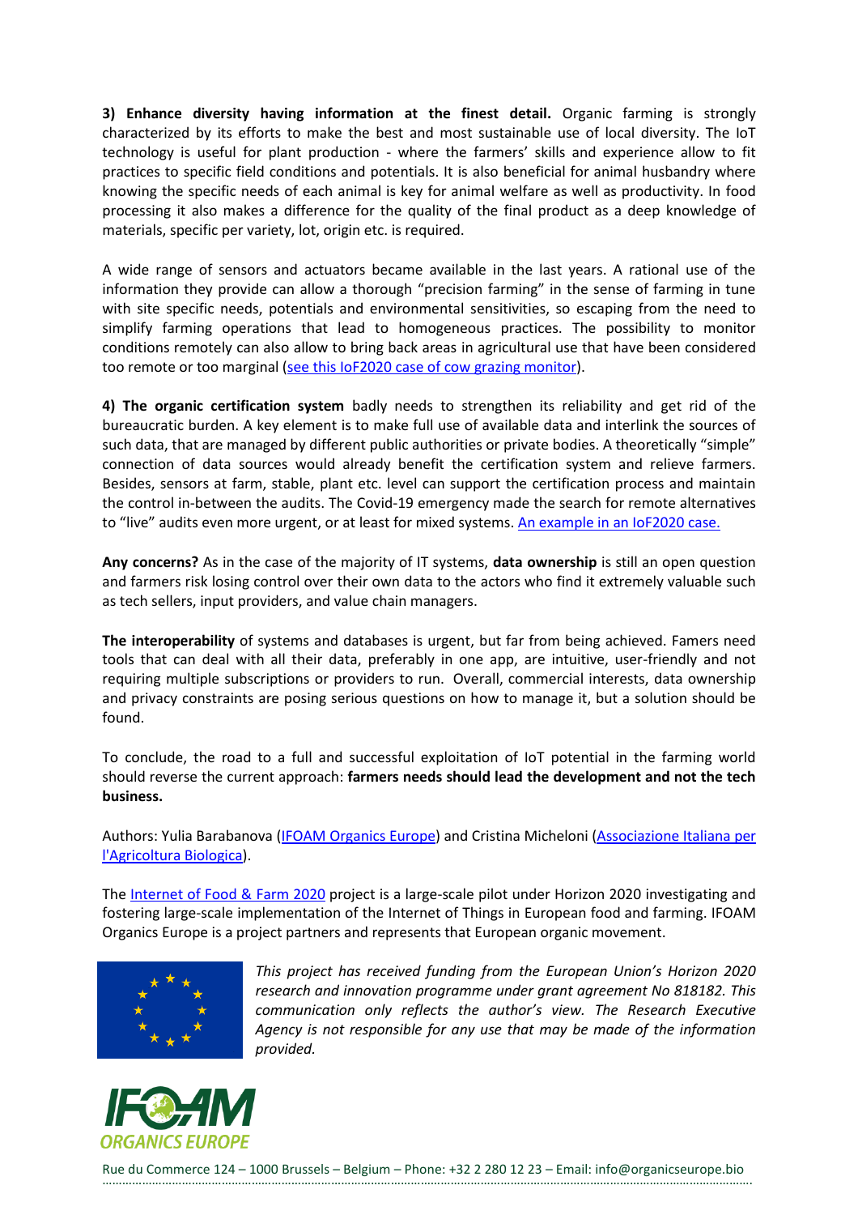**3) Enhance diversity having information at the finest detail.** Organic farming is strongly characterized by its efforts to make the best and most sustainable use of local diversity. The IoT technology is useful for plant production - where the farmers' skills and experience allow to fit practices to specific field conditions and potentials. It is also beneficial for animal husbandry where knowing the specific needs of each animal is key for animal welfare as well as productivity. In food processing it also makes a difference for the quality of the final product as a deep knowledge of materials, specific per variety, lot, origin etc. is required.

A wide range of sensors and actuators became available in the last years. A rational use of the information they provide can allow a thorough "precision farming" in the sense of farming in tune with site specific needs, potentials and environmental sensitivities, so escaping from the need to simplify farming operations that lead to homogeneous practices. The possibility to monitor conditions remotely can also allow to bring back areas in agricultural use that have been considered too remote or too marginal (see this IoF2020 case of cow grazing monitor).

**4) The organic certification system** badly needs to strengthen its reliability and get rid of the bureaucratic burden. A key element is to make full use of available data and interlink the sources of such data, that are managed by different public authorities or private bodies. A theoretically "simple" connection of data sources would already benefit the certification system and relieve farmers. Besides, sensors at farm, stable, plant etc. level can support the certification process and maintain the control in-between the audits. The Covid-19 emergency made the search for remote alternatives to "live" audits even more urgent, or at least for mixed systems. An example in an IoF2020 case.

**Any concerns?** As in the case of the majority of IT systems, **data ownership** is still an open question and farmers risk losing control over their own data to the actors who find it extremely valuable such as tech sellers, input providers, and value chain managers.

**The interoperability** of systems and databases is urgent, but far from being achieved. Famers need tools that can deal with all their data, preferably in one app, are intuitive, user-friendly and not requiring multiple subscriptions or providers to run. Overall, commercial interests, data ownership and privacy constraints are posing serious questions on how to manage it, but a solution should be found.

To conclude, the road to a full and successful exploitation of IoT potential in the farming world should reverse the current approach: **farmers needs should lead the development and not the tech business.**

Authors: Yulia Barabanova (IFOAM Organics Europe) and Cristina Micheloni (Associazione Italiana per l'Agricoltura Biologica).

The Internet of Food & Farm 2020 project is a large-scale pilot under Horizon 2020 investigating and fostering large-scale implementation of the Internet of Things in European food and farming. IFOAM Organics Europe is a project partners and represents that European organic movement.

*This project has received funding from the European Union's Horizon 2020 research and innovation programme under grant agreement No 818182. This communication only reflects the author's view. The Research Executive Agency is not responsible for any use that may be made of the information provided.*

Rue du Commerce 124 – 1000 Brussels – Belgium – Phone: +32 2 280 12 23 – Email: info@organicseurope.bio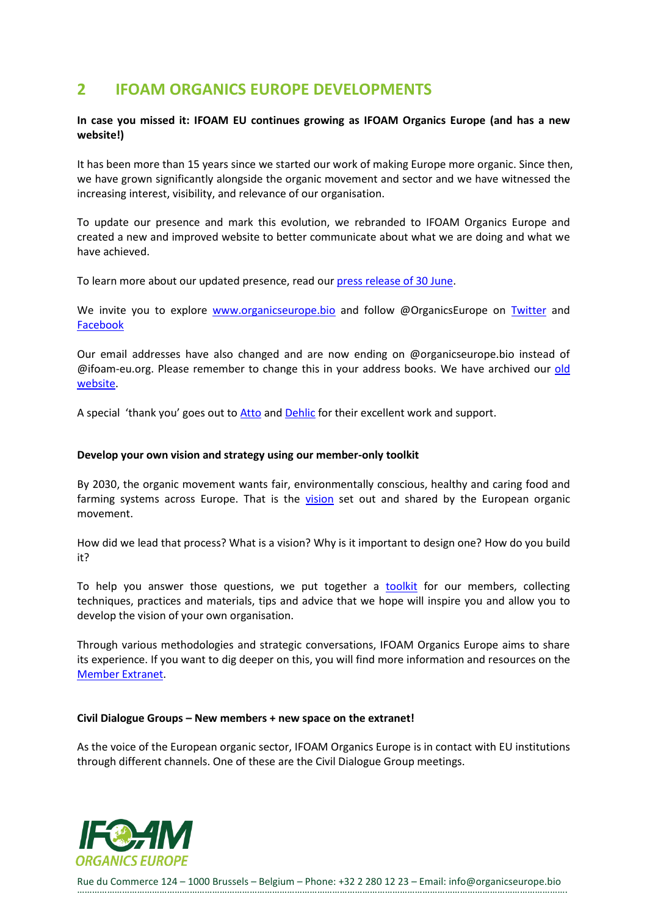## 2 IFOAM ORGANICS EUROPE DEVELOPMENTS

**In case you missed it: IFOAM EU continues growing as IFOAM Organics Europe (and has a new website!)**

It has been more than 15 years since we started our work of making Europe more organic. Since then, we have grown significantly alongside the organic movement and sector and we have witnessed the increasing interest, visibility, and relevance of our organisation.

To update our presence and mark this evolution, we rebranded to IFOAM Organics Europe and created a new and improved website to better communicate about what we are doing and what we have achieved.

To learn more about our updated presence, read our press release of 30 June.

We invite you to explore www.organicseurope.bio and follow @OrganicsEurope on Twitter and Facebook

Our email addresses have also changed and are now ending on @organicseurope.bio instead of @ifoam-eu.org. Please remember to change this in your address books. We have archived our old website.

A special 'thank you' goes out to Atto and Dehlic for their excellent work and support.

**Develop your own vision and strategy using our member-only toolkit**

By 2030, the organic movement wants fair, environmentally conscious, healthy and caring food and farming systems across Europe. That is the vision set out and shared by the European organic movement.

How did we lead that process? What is a vision? Why is it important to design one? How do you build it?

To help you answer those questions, we put together a toolkit for our members, collecting techniques, practices and materials, tips and advice that we hope will inspire you and allow you to develop the vision of your own organisation.

Through various methodologies and strategic conversations, IFOAM Organics Europe aims to share its experience. If you want to dig deeper on this, you will find more information and resources on the Member Extranet.

**Civil Dialogue Groups – New members + new space on the extranet!**

As the voice of the European organic sector, IFOAM Organics Europe is in contact with EU institutions through different channels. One of these are the Civil Dialogue Group meetings.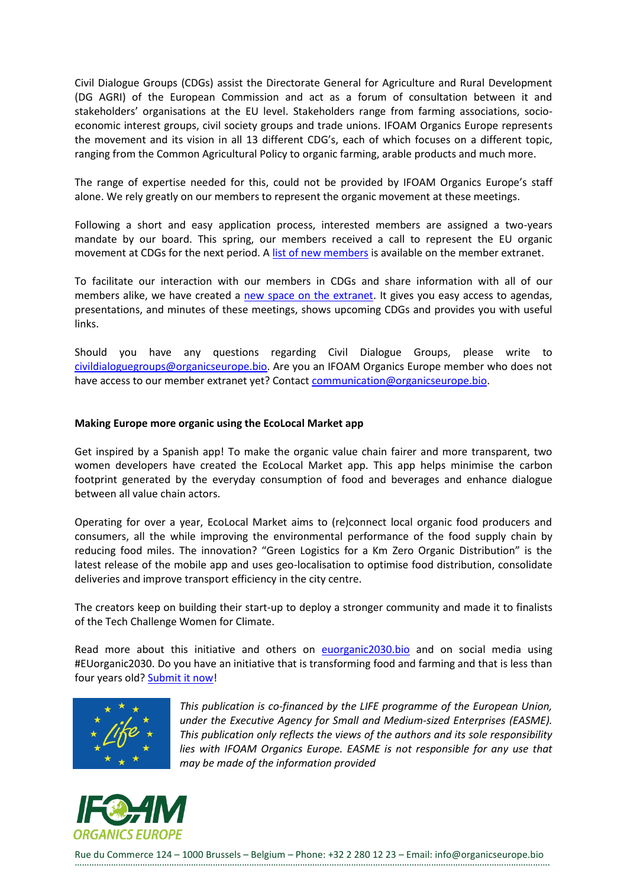Civil Dialogue Groups (CDGs) assist the Directorate General for Agriculture and Rural Development (DG AGRI) of the European Commission and act as a forum of consultation between it and stakeholders' organisations at the EU level. Stakeholders range from farming associations, socio-economic interest groups, civil society groups and trade unions. IFOAM Organics Europe represents the movement and its vision in all 13 different CDG's, each of which focuses on a different topic, ranging from the Common Agricultural Policy to organic farming, arable products and much more.

The range of expertise needed for this, could not be provided by IFOAM Organics Europe's staff alone. We rely greatly on our members to represent the organic movement at these meetings.

Following a short and easy application process, interested members are assigned a two-years mandate by our board. This spring, our members received a call to represent the EU organic movement at CDGs for the next period. A list of new members is available on the member extranet.

To facilitate our interaction with our members in CDGs and share information with all of our members alike, we have created a new space on the extranet. It gives you easy access to agendas, presentations, and minutes of these meetings, shows upcoming CDGs and provides you with useful links.

Should you have any questions regarding Civil Dialogue Groups, please write to civildialoguegroups@organicseurope.bio. Are you an IFOAM Organics Europe member who does not have access to our member extranet yet? Contact communication@organicseurope.bio.

**Making Europe more organic using the EcoLocal Market app**

Get inspired by a Spanish app! To make the organic value chain fairer and more transparent, two women developers have created the EcoLocal Market app. This app helps minimise the carbon footprint generated by the everyday consumption of food and beverages and enhance dialogue between all value chain actors.

Operating for over a year, EcoLocal Market aims to (re)connect local organic food producers and consumers, all the while improving the environmental performance of the food supply chain by reducing food miles. The innovation? "Green Logistics for a Km Zero Organic Distribution" is the latest release of the mobile app and uses geo-localisation to optimise food distribution, consolidate deliveries and improve transport efficiency in the city centre.

The creators keep on building their start-up to deploy a stronger community and made it to finalists of the Tech Challenge Women for Climate.

Read more about this initiative and others on euorganic2030.bio and on social media using #EUorganic2030. Do you have an initiative that is transforming food and farming and that is less than four years old? Submit it now!

*This publication is co-financed by the LIFE programme of the European Union, under the Executive Agency for Small and Medium-sized Enterprises (EASME). This publication only reflects the views of the authors and its sole responsibility lies with IFOAM Organics Europe. EASME is not responsible for any use that may be made of the information provided*

Rue du Commerce 124 – 1000 Brussels – Belgium – Phone: +32 2 280 12 23 – Email: info@organicseurope.bio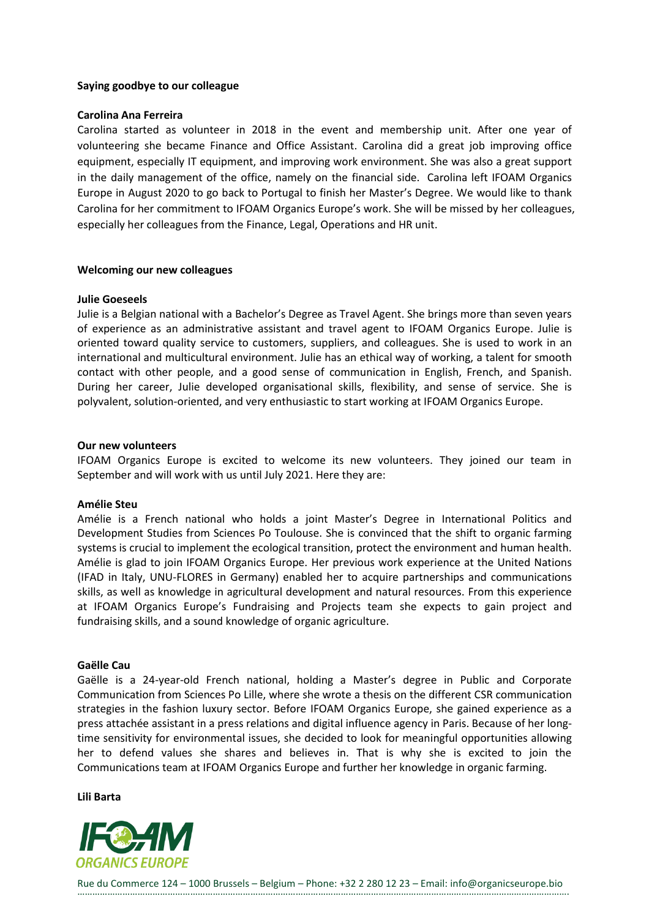**Saying goodbye to our colleague**

**Carolina Ana Ferreira**

Carolina started as volunteer in 2018 in the event and membership unit. After one year of volunteering she became Finance and Office Assistant. Carolina did a great job improving office equipment, especially IT equipment, and improving work environment. She was also a great support in the daily management of the office, namely on the financial side. Carolina left IFOAM Organics Europe in August 2020 to go back to Portugal to finish her Master's Degree. We would like to thank Carolina for her commitment to IFOAM Organics Europe's work. She will be missed by her colleagues, especially her colleagues from the Finance, Legal, Operations and HR unit.

**Welcoming our new colleagues**

**Julie Goeseels**

Julie is a Belgian national with a Bachelor's Degree as Travel Agent. She brings more than seven years of experience as an administrative assistant and travel agent to IFOAM Organics Europe. Julie is oriented toward quality service to customers, suppliers, and colleagues. She is used to work in an international and multicultural environment. Julie has an ethical way of working, a talent for smooth contact with other people, and a good sense of communication in English, French, and Spanish. During her career, Julie developed organisational skills, flexibility, and sense of service. She is polyvalent, solution-oriented, and very enthusiastic to start working at IFOAM Organics Europe.

**Our new volunteers**

IFOAM Organics Europe is excited to welcome its new volunteers. They joined our team in September and will work with us until July 2021. Here they are:

**Amélie Steu**

Amélie is a French national who holds a joint Master's Degree in International Politics and Development Studies from Sciences Po Toulouse. She is convinced that the shift to organic farming systems is crucial to implement the ecological transition, protect the environment and human health. Amélie is glad to join IFOAM Organics Europe. Her previous work experience at the United Nations (IFAD in Italy, UNU-FLORES in Germany) enabled her to acquire partnerships and communications skills, as well as knowledge in agricultural development and natural resources. From this experience at IFOAM Organics Europe's Fundraising and Projects team she expects to gain project and fundraising skills, and a sound knowledge of organic agriculture.

**Gaëlle Cau**

Gaëlle is a 24-year-old French national, holding a Master's degree in Public and Corporate Communication from Sciences Po Lille, where she wrote a thesis on the different CSR communication strategies in the fashion luxury sector. Before IFOAM Organics Europe, she gained experience as a press attachée assistant in a press relations and digital influence agency in Paris. Because of her long-time sensitivity for environmental issues, she decided to look for meaningful opportunities allowing her to defend values she shares and believes in. That is why she is excited to join the Communications team at IFOAM Organics Europe and further her knowledge in organic farming.

**Lili Barta**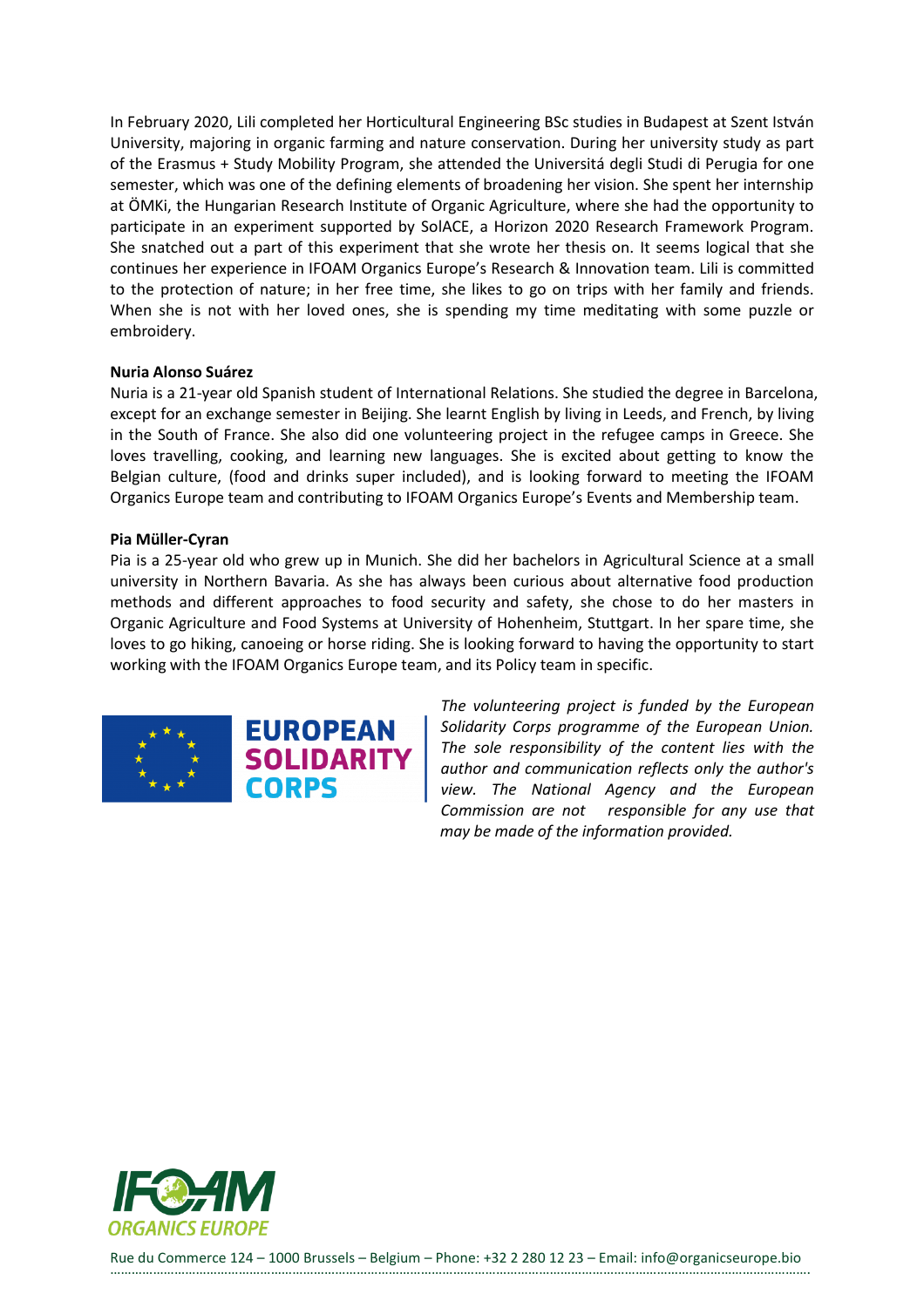In February 2020, Lili completed her Horticultural Engineering BSc studies in Budapest at Szent István University, majoring in organic farming and nature conservation. During her university study as part of the Erasmus + Study Mobility Program, she attended the Universitá degli Studi di Perugia for one semester, which was one of the defining elements of broadening her vision. She spent her internship at ÖMKi, the Hungarian Research Institute of Organic Agriculture, where she had the opportunity to participate in an experiment supported by SolACE, a Horizon 2020 Research Framework Program. She snatched out a part of this experiment that she wrote her thesis on. It seems logical that she continues her experience in IFOAM Organics Europe's Research & Innovation team. Lili is committed to the protection of nature; in her free time, she likes to go on trips with her family and friends. When she is not with her loved ones, she is spending my time meditating with some puzzle or embroidery.

**Nuria Alonso Suárez**

Nuria is a 21-year old Spanish student of International Relations. She studied the degree in Barcelona, except for an exchange semester in Beijing. She learnt English by living in Leeds, and French, by living in the South of France. She also did one volunteering project in the refugee camps in Greece. She loves travelling, cooking, and learning new languages. She is excited about getting to know the Belgian culture, (food and drinks super included), and is looking forward to meeting the IFOAM Organics Europe team and contributing to IFOAM Organics Europe's Events and Membership team.

**Pia Müller-Cyran**

Pia is a 25-year old who grew up in Munich. She did her bachelors in Agricultural Science at a small university in Northern Bavaria. As she has always been curious about alternative food production methods and different approaches to food security and safety, she chose to do her masters in Organic Agriculture and Food Systems at University of Hohenheim, Stuttgart. In her spare time, she loves to go hiking, canoeing or horse riding. She is looking forward to having the opportunity to start working with the IFOAM Organics Europe team, and its Policy team in specific.

EUROPEAN SOLIDARITY CORPS

*The volunteering project is funded by the European Solidarity Corps programme of the European Union. The sole responsibility of the content lies with the author and communication reflects only the author's view. The National Agency and the European Commission are not responsible for any use that may be made of the information provided.*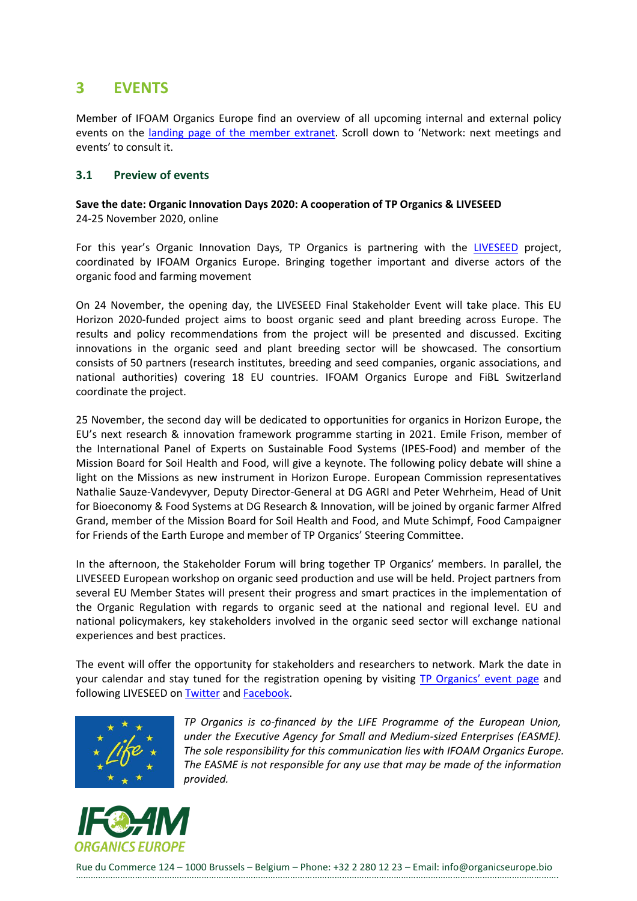# 3 EVENTS

Member of IFOAM Organics Europe find an overview of all upcoming internal and external policy events on the [landing page of the member extranet](). Scroll down to 'Network: next meetings and events' to consult it.

## 3.1 Preview of events

**Save the date: Organic Innovation Days 2020: A cooperation of TP Organics & LIVESEED**
24-25 November 2020, online

For this year's Organic Innovation Days, TP Organics is partnering with the [LIVESEED]() project, coordinated by IFOAM Organics Europe. Bringing together important and diverse actors of the organic food and farming movement

On 24 November, the opening day, the LIVESEED Final Stakeholder Event will take place. This EU Horizon 2020-funded project aims to boost organic seed and plant breeding across Europe. The results and policy recommendations from the project will be presented and discussed. Exciting innovations in the organic seed and plant breeding sector will be showcased. The consortium consists of 50 partners (research institutes, breeding and seed companies, organic associations, and national authorities) covering 18 EU countries. IFOAM Organics Europe and FiBL Switzerland coordinate the project.

25 November, the second day will be dedicated to opportunities for organics in Horizon Europe, the EU's next research & innovation framework programme starting in 2021. Emile Frison, member of the International Panel of Experts on Sustainable Food Systems (IPES-Food) and member of the Mission Board for Soil Health and Food, will give a keynote. The following policy debate will shine a light on the Missions as new instrument in Horizon Europe. European Commission representatives Nathalie Sauze-Vandevyver, Deputy Director-General at DG AGRI and Peter Wehrheim, Head of Unit for Bioeconomy & Food Systems at DG Research & Innovation, will be joined by organic farmer Alfred Grand, member of the Mission Board for Soil Health and Food, and Mute Schimpf, Food Campaigner for Friends of the Earth Europe and member of TP Organics' Steering Committee.

In the afternoon, the Stakeholder Forum will bring together TP Organics' members. In parallel, the LIVESEED European workshop on organic seed production and use will be held. Project partners from several EU Member States will present their progress and smart practices in the implementation of the Organic Regulation with regards to organic seed at the national and regional level. EU and national policymakers, key stakeholders involved in the organic seed sector will exchange national experiences and best practices.

The event will offer the opportunity for stakeholders and researchers to network. Mark the date in your calendar and stay tuned for the registration opening by visiting [TP Organics' event page]() and following LIVESEED on [Twitter]() and [Facebook]().

*TP Organics is co-financed by the LIFE Programme of the European Union, under the Executive Agency for Small and Medium-sized Enterprises (EASME). The sole responsibility for this communication lies with IFOAM Organics Europe. The EASME is not responsible for any use that may be made of the information provided.*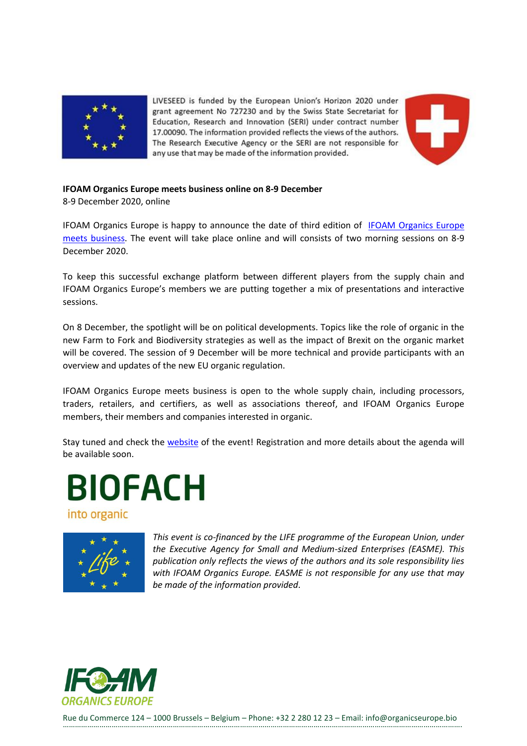LIVESEED is funded by the European Union's Horizon 2020 under grant agreement No 727230 and by the Swiss State Secretariat for Education, Research and Innovation (SERI) under contract number 17.00090. The information provided reflects the views of the authors. The Research Executive Agency or the SERI are not responsible for any use that may be made of the information provided.

**IFOAM Organics Europe meets business online on 8-9 December**
8-9 December 2020, online

IFOAM Organics Europe is happy to announce the date of third edition of [IFOAM Organics Europe meets business](). The event will take place online and will consists of two morning sessions on 8-9 December 2020.

To keep this successful exchange platform between different players from the supply chain and IFOAM Organics Europe's members we are putting together a mix of presentations and interactive sessions.

On 8 December, the spotlight will be on political developments. Topics like the role of organic in the new Farm to Fork and Biodiversity strategies as well as the impact of Brexit on the organic market will be covered. The session of 9 December will be more technical and provide participants with an overview and updates of the new EU organic regulation.

IFOAM Organics Europe meets business is open to the whole supply chain, including processors, traders, retailers, and certifiers, as well as associations thereof, and IFOAM Organics Europe members, their members and companies interested in organic.

Stay tuned and check the [website]() of the event! Registration and more details about the agenda will be available soon.

BIOFACH
into organic

*This event is co-financed by the LIFE programme of the European Union, under the Executive Agency for Small and Medium-sized Enterprises (EASME). This publication only reflects the views of the authors and its sole responsibility lies with IFOAM Organics Europe. EASME is not responsible for any use that may be made of the information provided.*

IFOAM ORGANICS EUROPE

Rue du Commerce 124 – 1000 Brussels – Belgium – Phone: +32 2 280 12 23 – Email: info@organicseurope.bio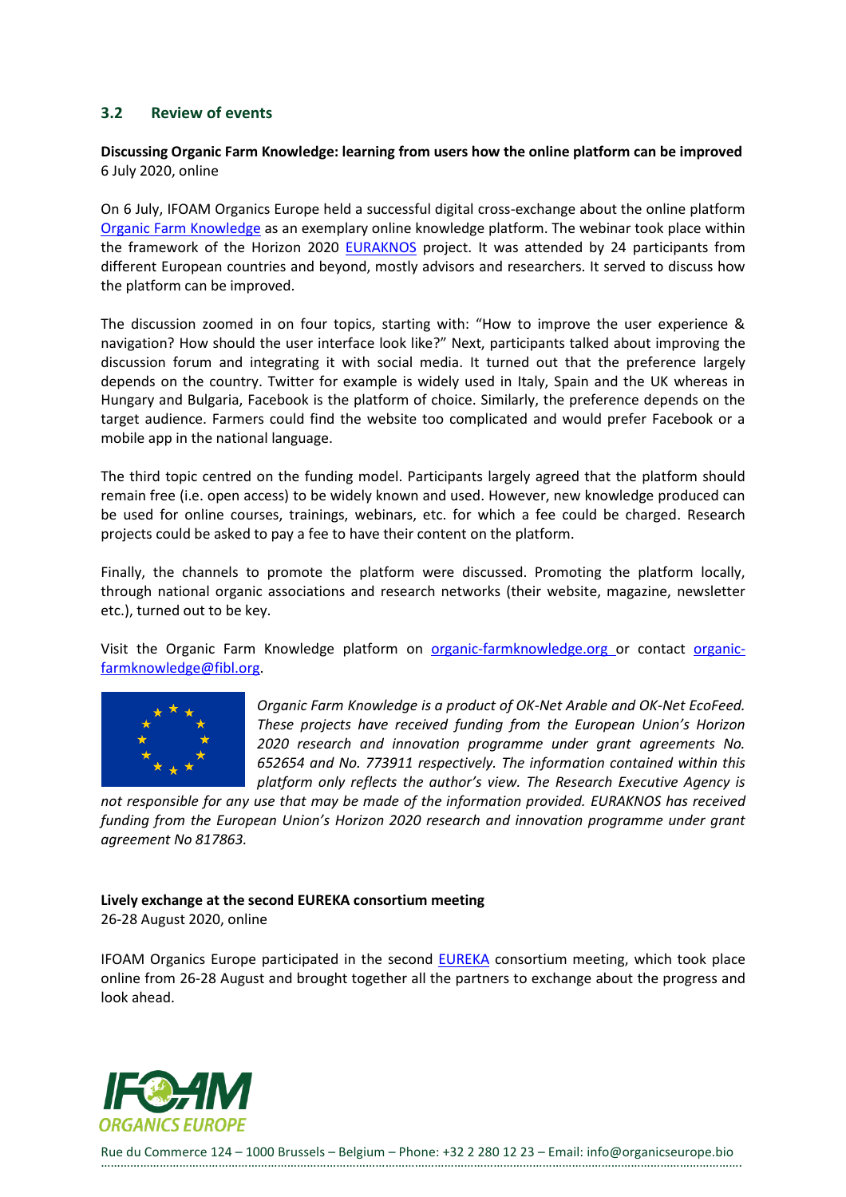### 3.2 Review of events

**Discussing Organic Farm Knowledge: learning from users how the online platform can be improved**
6 July 2020, online

On 6 July, IFOAM Organics Europe held a successful digital cross-exchange about the online platform Organic Farm Knowledge as an exemplary online knowledge platform. The webinar took place within the framework of the Horizon 2020 EURAKNOS project. It was attended by 24 participants from different European countries and beyond, mostly advisors and researchers. It served to discuss how the platform can be improved.

The discussion zoomed in on four topics, starting with: "How to improve the user experience & navigation? How should the user interface look like?" Next, participants talked about improving the discussion forum and integrating it with social media. It turned out that the preference largely depends on the country. Twitter for example is widely used in Italy, Spain and the UK whereas in Hungary and Bulgaria, Facebook is the platform of choice. Similarly, the preference depends on the target audience. Farmers could find the website too complicated and would prefer Facebook or a mobile app in the national language.

The third topic centred on the funding model. Participants largely agreed that the platform should remain free (i.e. open access) to be widely known and used. However, new knowledge produced can be used for online courses, trainings, webinars, etc. for which a fee could be charged. Research projects could be asked to pay a fee to have their content on the platform.

Finally, the channels to promote the platform were discussed. Promoting the platform locally, through national organic associations and research networks (their website, magazine, newsletter etc.), turned out to be key.

Visit the Organic Farm Knowledge platform on organic-farmknowledge.org or contact organic-farmknowledge@fibl.org.

*Organic Farm Knowledge is a product of OK-Net Arable and OK-Net EcoFeed. These projects have received funding from the European Union's Horizon 2020 research and innovation programme under grant agreements No. 652654 and No. 773911 respectively. The information contained within this platform only reflects the author's view. The Research Executive Agency is not responsible for any use that may be made of the information provided. EURAKNOS has received funding from the European Union's Horizon 2020 research and innovation programme under grant agreement No 817863.*

**Lively exchange at the second EUREKA consortium meeting**
26-28 August 2020, online

IFOAM Organics Europe participated in the second EUREKA consortium meeting, which took place online from 26-28 August and brought together all the partners to exchange about the progress and look ahead.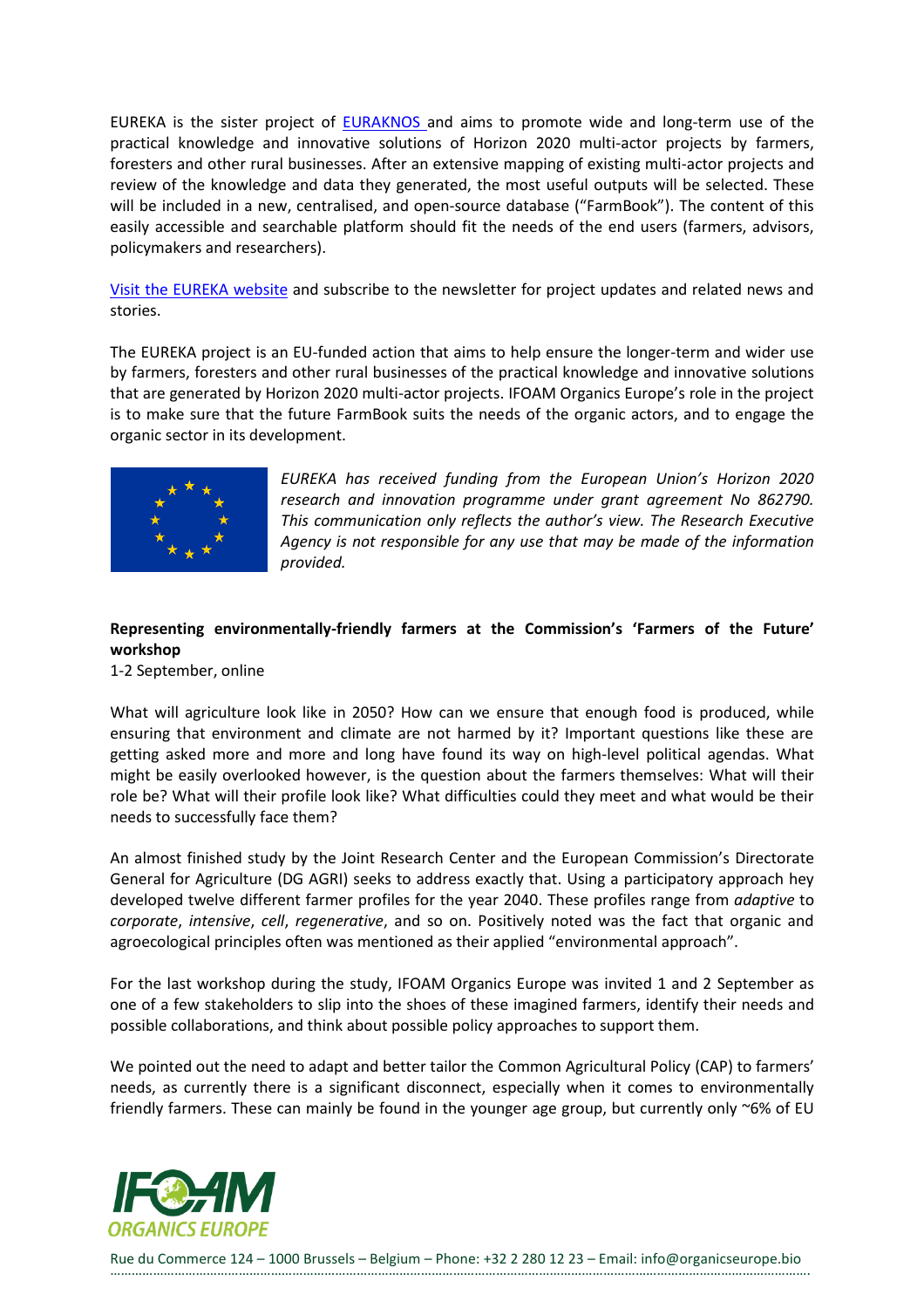EUREKA is the sister project of [EURAKNOS](#) and aims to promote wide and long-term use of the practical knowledge and innovative solutions of Horizon 2020 multi-actor projects by farmers, foresters and other rural businesses. After an extensive mapping of existing multi-actor projects and review of the knowledge and data they generated, the most useful outputs will be selected. These will be included in a new, centralised, and open-source database ("FarmBook"). The content of this easily accessible and searchable platform should fit the needs of the end users (farmers, advisors, policymakers and researchers).

[Visit the EUREKA website](#) and subscribe to the newsletter for project updates and related news and stories.

The EUREKA project is an EU-funded action that aims to help ensure the longer-term and wider use by farmers, foresters and other rural businesses of the practical knowledge and innovative solutions that are generated by Horizon 2020 multi-actor projects. IFOAM Organics Europe's role in the project is to make sure that the future FarmBook suits the needs of the organic actors, and to engage the organic sector in its development.

*EUREKA has received funding from the European Union's Horizon 2020 research and innovation programme under grant agreement No 862790. This communication only reflects the author's view. The Research Executive Agency is not responsible for any use that may be made of the information provided.*

**Representing environmentally-friendly farmers at the Commission's 'Farmers of the Future' workshop**

1-2 September, online

What will agriculture look like in 2050? How can we ensure that enough food is produced, while ensuring that environment and climate are not harmed by it? Important questions like these are getting asked more and more and long have found its way on high-level political agendas. What might be easily overlooked however, is the question about the farmers themselves: What will their role be? What will their profile look like? What difficulties could they meet and what would be their needs to successfully face them?

An almost finished study by the Joint Research Center and the European Commission's Directorate General for Agriculture (DG AGRI) seeks to address exactly that. Using a participatory approach hey developed twelve different farmer profiles for the year 2040. These profiles range from *adaptive* to *corporate*, *intensive*, *cell*, *regenerative*, and so on. Positively noted was the fact that organic and agroecological principles often was mentioned as their applied "environmental approach".

For the last workshop during the study, IFOAM Organics Europe was invited 1 and 2 September as one of a few stakeholders to slip into the shoes of these imagined farmers, identify their needs and possible collaborations, and think about possible policy approaches to support them.

We pointed out the need to adapt and better tailor the Common Agricultural Policy (CAP) to farmers' needs, as currently there is a significant disconnect, especially when it comes to environmentally friendly farmers. These can mainly be found in the younger age group, but currently only ~6% of EU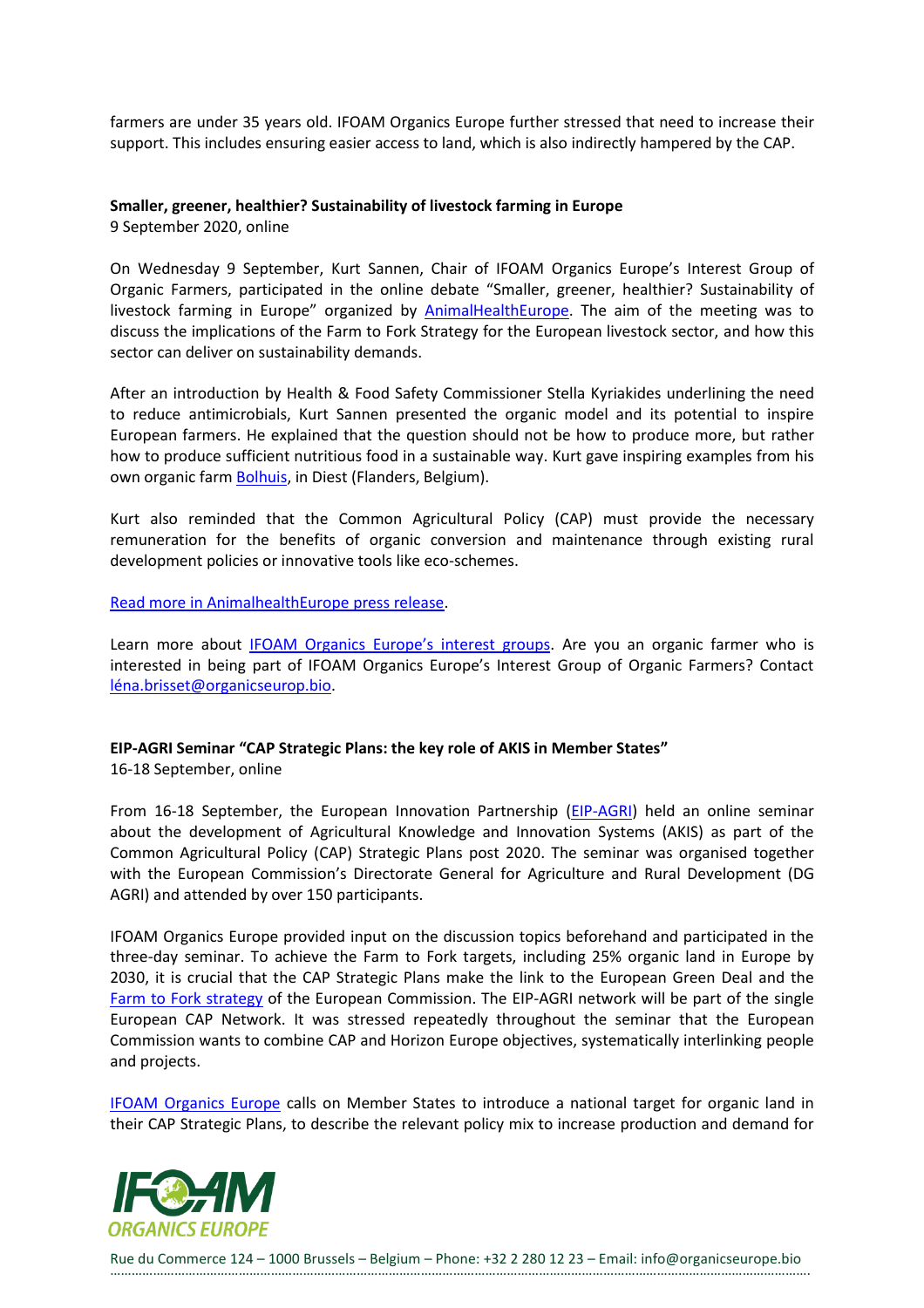farmers are under 35 years old. IFOAM Organics Europe further stressed that need to increase their support. This includes ensuring easier access to land, which is also indirectly hampered by the CAP.

**Smaller, greener, healthier? Sustainability of livestock farming in Europe**
9 September 2020, online

On Wednesday 9 September, Kurt Sannen, Chair of IFOAM Organics Europe's Interest Group of Organic Farmers, participated in the online debate "Smaller, greener, healthier? Sustainability of livestock farming in Europe" organized by AnimalHealthEurope. The aim of the meeting was to discuss the implications of the Farm to Fork Strategy for the European livestock sector, and how this sector can deliver on sustainability demands.

After an introduction by Health & Food Safety Commissioner Stella Kyriakides underlining the need to reduce antimicrobials, Kurt Sannen presented the organic model and its potential to inspire European farmers. He explained that the question should not be how to produce more, but rather how to produce sufficient nutritious food in a sustainable way. Kurt gave inspiring examples from his own organic farm Bolhuis, in Diest (Flanders, Belgium).

Kurt also reminded that the Common Agricultural Policy (CAP) must provide the necessary remuneration for the benefits of organic conversion and maintenance through existing rural development policies or innovative tools like eco-schemes.

Read more in AnimalhealthEurope press release.

Learn more about IFOAM Organics Europe's interest groups. Are you an organic farmer who is interested in being part of IFOAM Organics Europe's Interest Group of Organic Farmers? Contact léna.brisset@organicseurop.bio.

**EIP-AGRI Seminar "CAP Strategic Plans: the key role of AKIS in Member States"**
16-18 September, online

From 16-18 September, the European Innovation Partnership (EIP-AGRI) held an online seminar about the development of Agricultural Knowledge and Innovation Systems (AKIS) as part of the Common Agricultural Policy (CAP) Strategic Plans post 2020. The seminar was organised together with the European Commission's Directorate General for Agriculture and Rural Development (DG AGRI) and attended by over 150 participants.

IFOAM Organics Europe provided input on the discussion topics beforehand and participated in the three-day seminar. To achieve the Farm to Fork targets, including 25% organic land in Europe by 2030, it is crucial that the CAP Strategic Plans make the link to the European Green Deal and the Farm to Fork strategy of the European Commission. The EIP-AGRI network will be part of the single European CAP Network. It was stressed repeatedly throughout the seminar that the European Commission wants to combine CAP and Horizon Europe objectives, systematically interlinking people and projects.

IFOAM Organics Europe calls on Member States to introduce a national target for organic land in their CAP Strategic Plans, to describe the relevant policy mix to increase production and demand for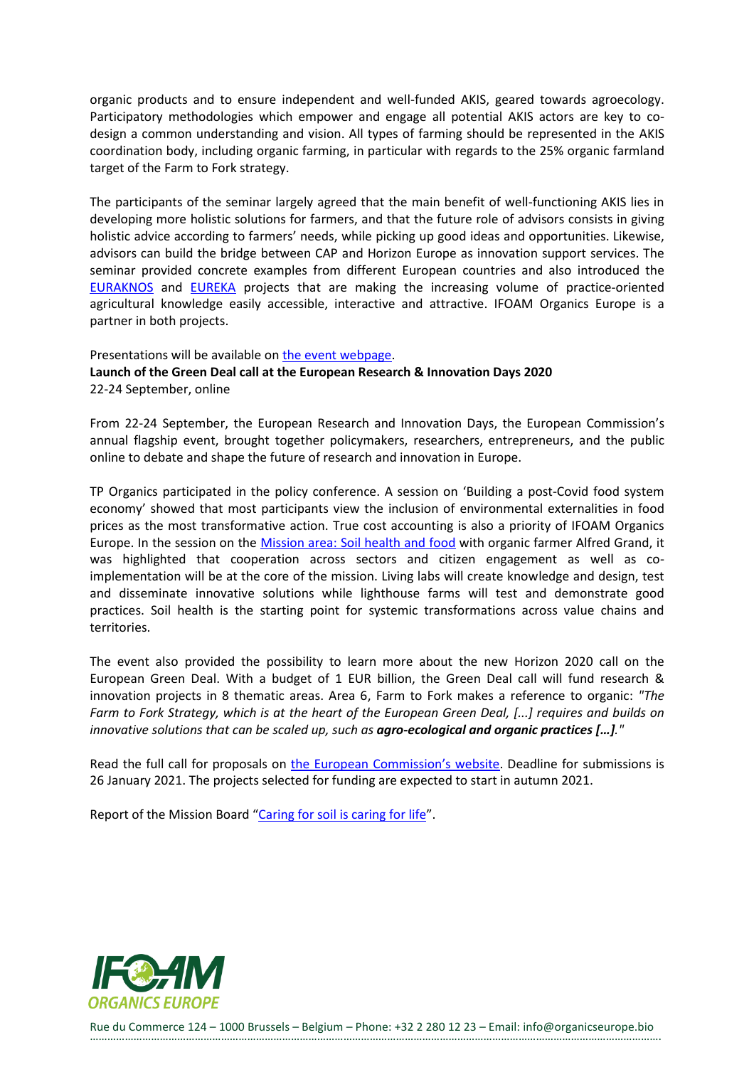organic products and to ensure independent and well-funded AKIS, geared towards agroecology. Participatory methodologies which empower and engage all potential AKIS actors are key to co-design a common understanding and vision. All types of farming should be represented in the AKIS coordination body, including organic farming, in particular with regards to the 25% organic farmland target of the Farm to Fork strategy.

The participants of the seminar largely agreed that the main benefit of well-functioning AKIS lies in developing more holistic solutions for farmers, and that the future role of advisors consists in giving holistic advice according to farmers' needs, while picking up good ideas and opportunities. Likewise, advisors can build the bridge between CAP and Horizon Europe as innovation support services. The seminar provided concrete examples from different European countries and also introduced the EURAKNOS and EUREKA projects that are making the increasing volume of practice-oriented agricultural knowledge easily accessible, interactive and attractive. IFOAM Organics Europe is a partner in both projects.

Presentations will be available on the event webpage.

**Launch of the Green Deal call at the European Research & Innovation Days 2020**
22-24 September, online

From 22-24 September, the European Research and Innovation Days, the European Commission's annual flagship event, brought together policymakers, researchers, entrepreneurs, and the public online to debate and shape the future of research and innovation in Europe.

TP Organics participated in the policy conference. A session on 'Building a post-Covid food system economy' showed that most participants view the inclusion of environmental externalities in food prices as the most transformative action. True cost accounting is also a priority of IFOAM Organics Europe. In the session on the Mission area: Soil health and food with organic farmer Alfred Grand, it was highlighted that cooperation across sectors and citizen engagement as well as co-implementation will be at the core of the mission. Living labs will create knowledge and design, test and disseminate innovative solutions while lighthouse farms will test and demonstrate good practices. Soil health is the starting point for systemic transformations across value chains and territories.

The event also provided the possibility to learn more about the new Horizon 2020 call on the European Green Deal. With a budget of 1 EUR billion, the Green Deal call will fund research & innovation projects in 8 thematic areas. Area 6, Farm to Fork makes a reference to organic: *"The Farm to Fork Strategy, which is at the heart of the European Green Deal, [...] requires and builds on innovative solutions that can be scaled up, such as **agro-ecological and organic practices […]**."*

Read the full call for proposals on the European Commission's website. Deadline for submissions is 26 January 2021. The projects selected for funding are expected to start in autumn 2021.

Report of the Mission Board "Caring for soil is caring for life".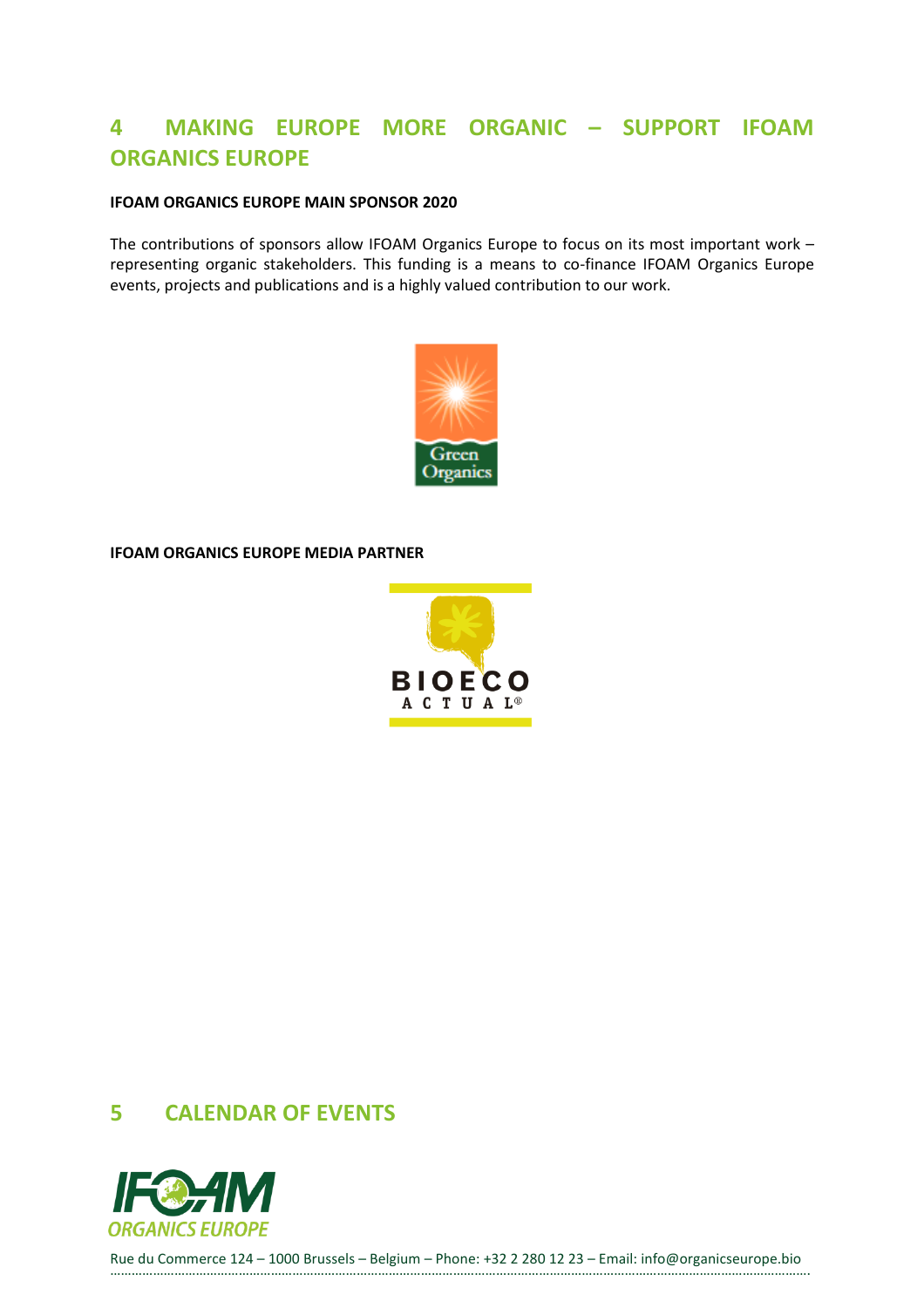# 4 MAKING EUROPE MORE ORGANIC – SUPPORT IFOAM ORGANICS EUROPE

**IFOAM ORGANICS EUROPE MAIN SPONSOR 2020**

The contributions of sponsors allow IFOAM Organics Europe to focus on its most important work – representing organic stakeholders. This funding is a means to co-finance IFOAM Organics Europe events, projects and publications and is a highly valued contribution to our work.

**IFOAM ORGANICS EUROPE MEDIA PARTNER**

# 5 CALENDAR OF EVENTS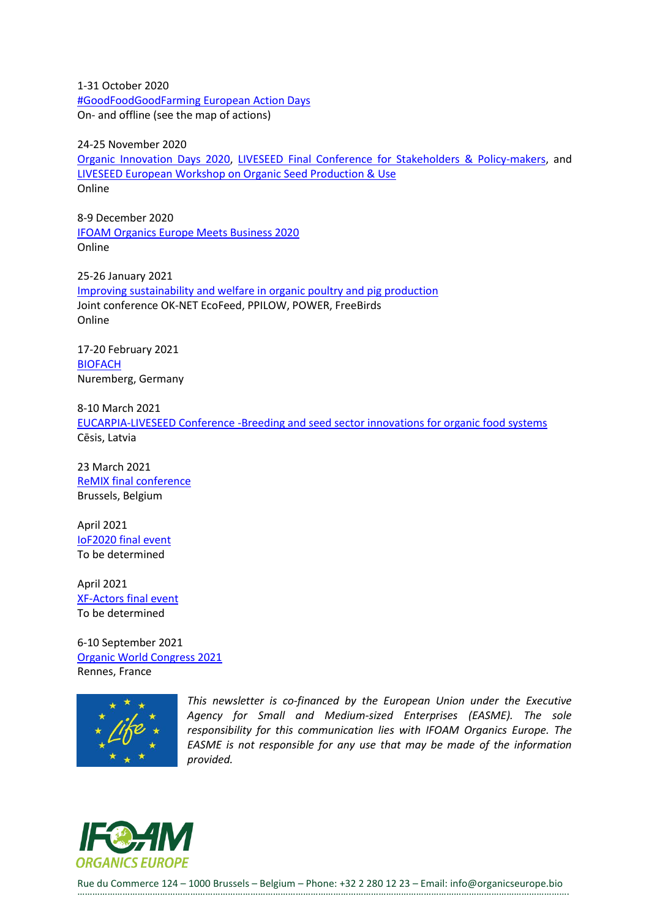1-31 October 2020
#GoodFoodGoodFarming European Action Days
On- and offline (see the map of actions)

24-25 November 2020
Organic Innovation Days 2020, LIVESEED Final Conference for Stakeholders & Policy-makers, and LIVESEED European Workshop on Organic Seed Production & Use
Online

8-9 December 2020
IFOAM Organics Europe Meets Business 2020
Online

25-26 January 2021
Improving sustainability and welfare in organic poultry and pig production
Joint conference OK-NET EcoFeed, PPILOW, POWER, FreeBirds
Online

17-20 February 2021
BIOFACH
Nuremberg, Germany

8-10 March 2021
EUCARPIA-LIVESEED Conference -Breeding and seed sector innovations for organic food systems
Cēsis, Latvia

23 March 2021
ReMIX final conference
Brussels, Belgium

April 2021
IoF2020 final event
To be determined

April 2021
XF-Actors final event
To be determined

6-10 September 2021
Organic World Congress 2021
Rennes, France

*This newsletter is co-financed by the European Union under the Executive Agency for Small and Medium-sized Enterprises (EASME). The sole responsibility for this communication lies with IFOAM Organics Europe. The EASME is not responsible for any use that may be made of the information provided.*

IFOAM ORGANICS EUROPE

Rue du Commerce 124 – 1000 Brussels – Belgium – Phone: +32 2 280 12 23 – Email: info@organicseurope.bio